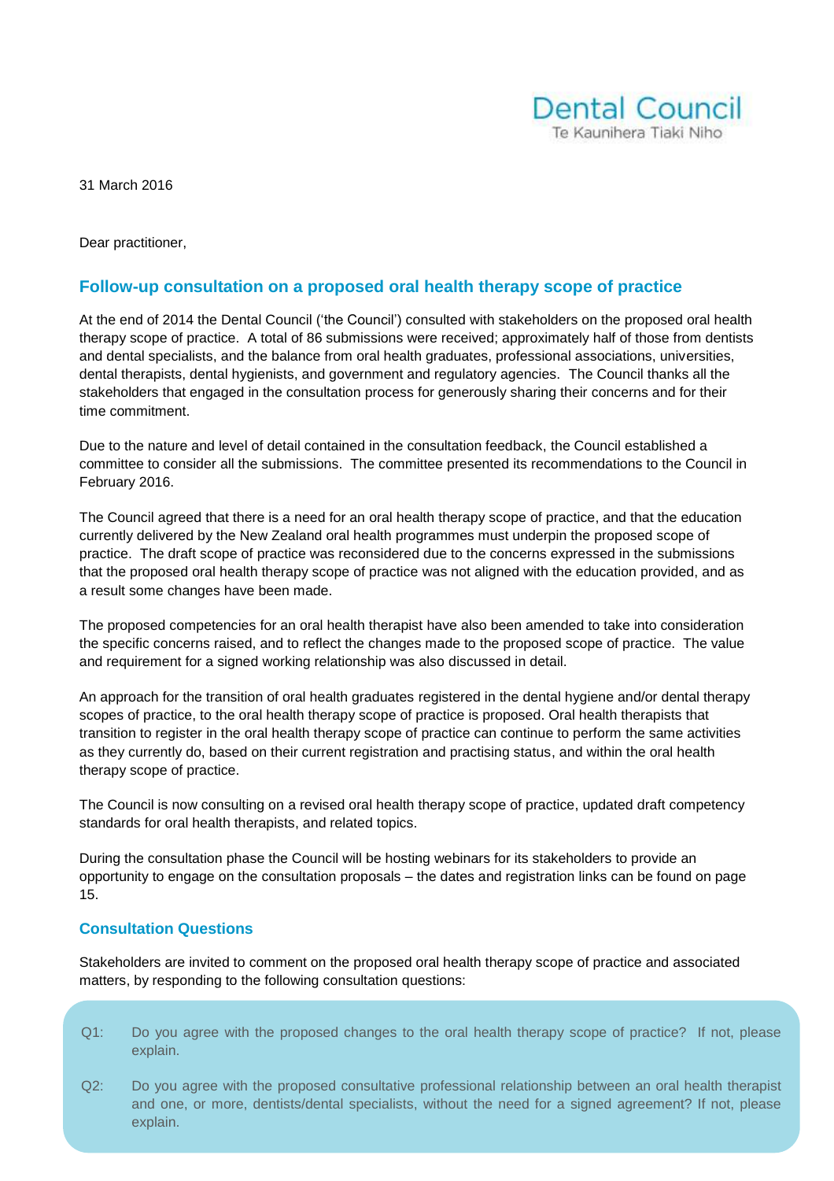Dental Council
Te Kaunihera Tiaki Niho

31 March 2016

Dear practitioner,

## Follow-up consultation on a proposed oral health therapy scope of practice

At the end of 2014 the Dental Council ('the Council') consulted with stakeholders on the proposed oral health therapy scope of practice. A total of 86 submissions were received; approximately half of those from dentists and dental specialists, and the balance from oral health graduates, professional associations, universities, dental therapists, dental hygienists, and government and regulatory agencies. The Council thanks all the stakeholders that engaged in the consultation process for generously sharing their concerns and for their time commitment.

Due to the nature and level of detail contained in the consultation feedback, the Council established a committee to consider all the submissions. The committee presented its recommendations to the Council in February 2016.

The Council agreed that there is a need for an oral health therapy scope of practice, and that the education currently delivered by the New Zealand oral health programmes must underpin the proposed scope of practice. The draft scope of practice was reconsidered due to the concerns expressed in the submissions that the proposed oral health therapy scope of practice was not aligned with the education provided, and as a result some changes have been made.

The proposed competencies for an oral health therapist have also been amended to take into consideration the specific concerns raised, and to reflect the changes made to the proposed scope of practice. The value and requirement for a signed working relationship was also discussed in detail.

An approach for the transition of oral health graduates registered in the dental hygiene and/or dental therapy scopes of practice, to the oral health therapy scope of practice is proposed. Oral health therapists that transition to register in the oral health therapy scope of practice can continue to perform the same activities as they currently do, based on their current registration and practising status, and within the oral health therapy scope of practice.

The Council is now consulting on a revised oral health therapy scope of practice, updated draft competency standards for oral health therapists, and related topics.

During the consultation phase the Council will be hosting webinars for its stakeholders to provide an opportunity to engage on the consultation proposals – the dates and registration links can be found on page 15.

### Consultation Questions

Stakeholders are invited to comment on the proposed oral health therapy scope of practice and associated matters, by responding to the following consultation questions:

Q1: Do you agree with the proposed changes to the oral health therapy scope of practice? If not, please explain.

Q2: Do you agree with the proposed consultative professional relationship between an oral health therapist and one, or more, dentists/dental specialists, without the need for a signed agreement? If not, please explain.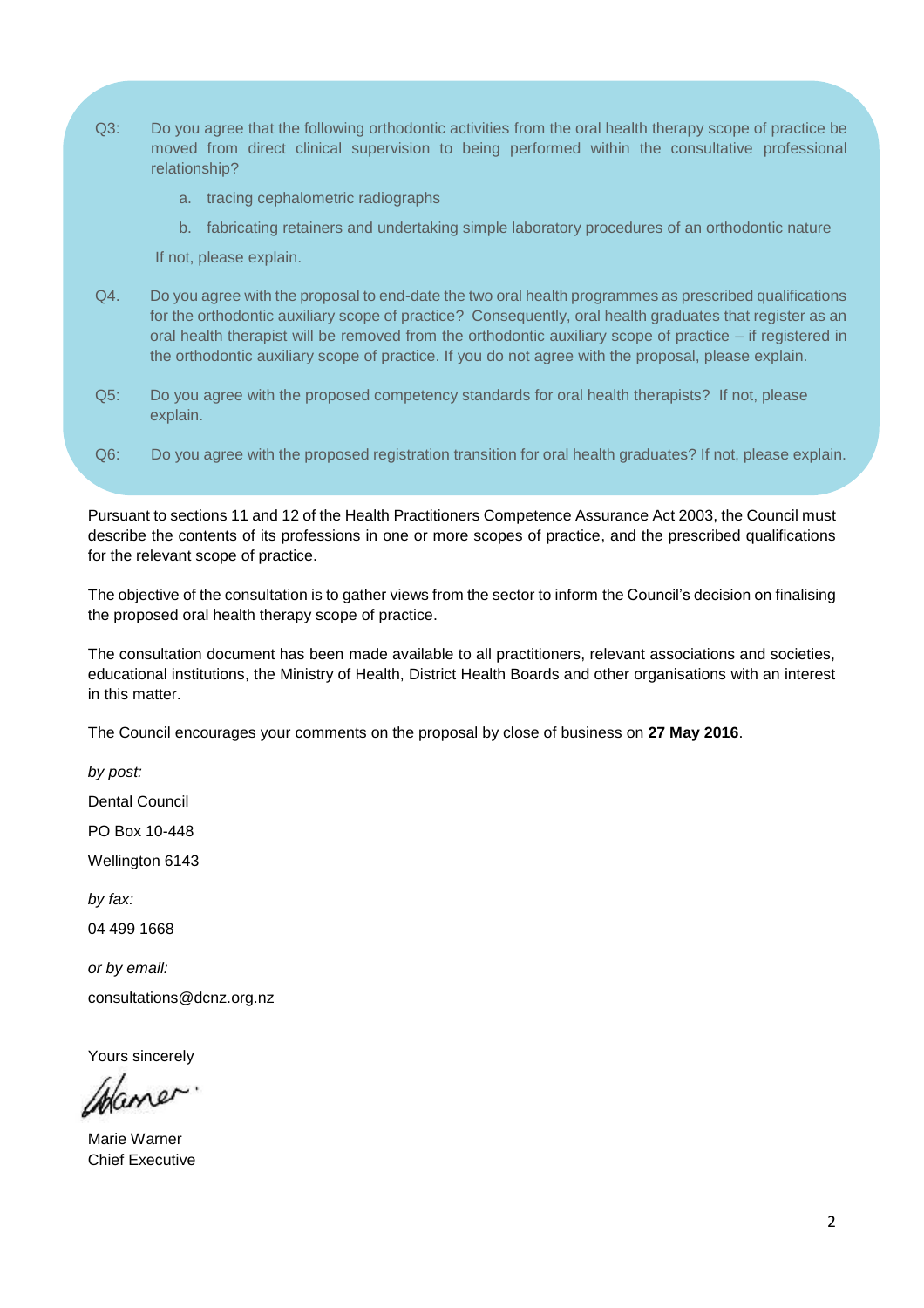Q3: Do you agree that the following orthodontic activities from the oral health therapy scope of practice be moved from direct clinical supervision to being performed within the consultative professional relationship?

a. tracing cephalometric radiographs

b. fabricating retainers and undertaking simple laboratory procedures of an orthodontic nature

If not, please explain.

Q4. Do you agree with the proposal to end-date the two oral health programmes as prescribed qualifications for the orthodontic auxiliary scope of practice? Consequently, oral health graduates that register as an oral health therapist will be removed from the orthodontic auxiliary scope of practice – if registered in the orthodontic auxiliary scope of practice. If you do not agree with the proposal, please explain.

Q5: Do you agree with the proposed competency standards for oral health therapists? If not, please explain.

Q6: Do you agree with the proposed registration transition for oral health graduates? If not, please explain.

Pursuant to sections 11 and 12 of the Health Practitioners Competence Assurance Act 2003, the Council must describe the contents of its professions in one or more scopes of practice, and the prescribed qualifications for the relevant scope of practice.

The objective of the consultation is to gather views from the sector to inform the Council's decision on finalising the proposed oral health therapy scope of practice.

The consultation document has been made available to all practitioners, relevant associations and societies, educational institutions, the Ministry of Health, District Health Boards and other organisations with an interest in this matter.

The Council encourages your comments on the proposal by close of business on **27 May 2016**.

*by post:*

Dental Council

PO Box 10-448

Wellington 6143

*by fax:*

04 499 1668

*or by email:*

consultations@dcnz.org.nz

Yours sincerely

Marie Warner
Chief Executive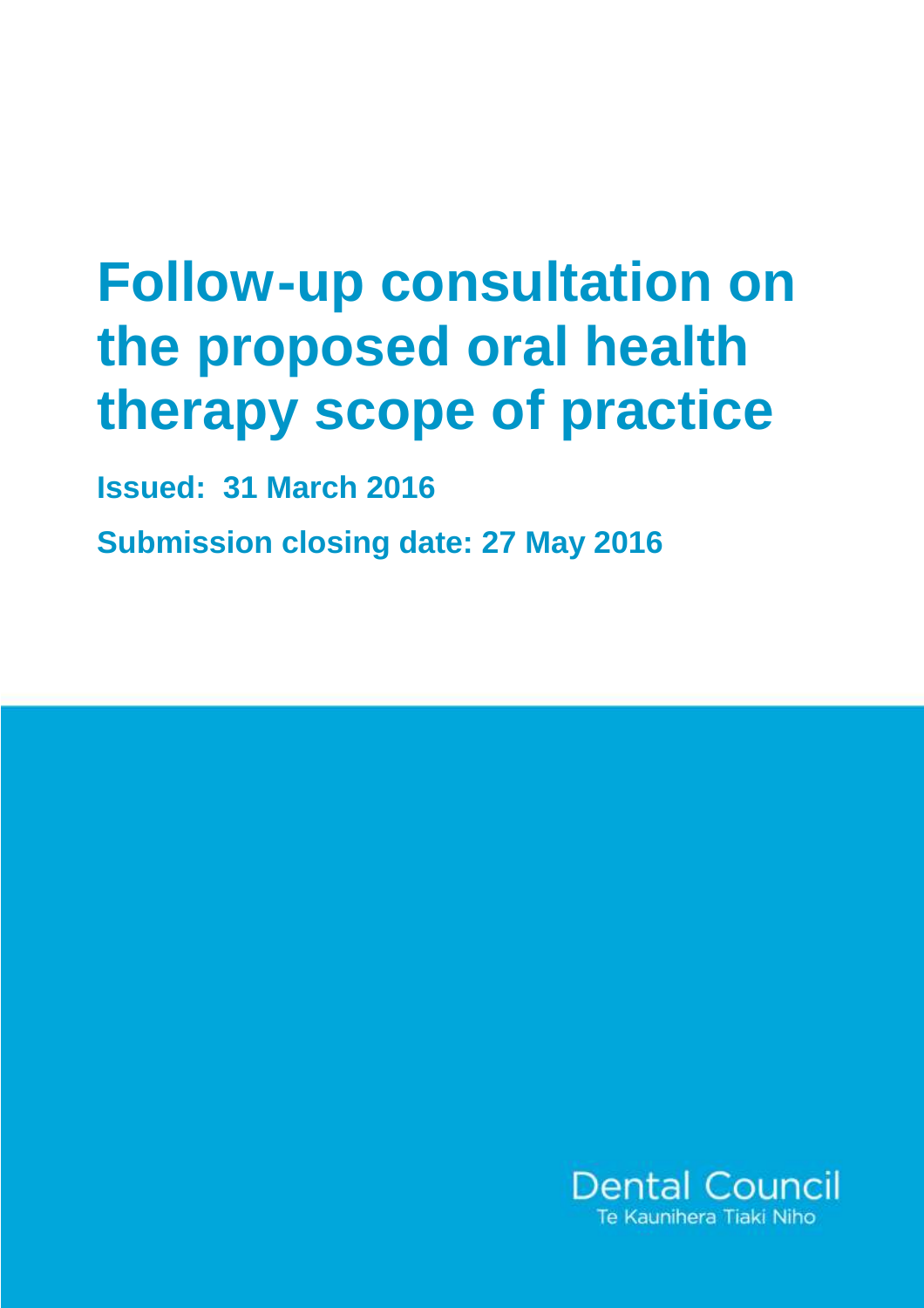# Follow-up consultation on the proposed oral health therapy scope of practice

**Issued: 31 March 2016**

**Submission closing date: 27 May 2016**

Dental Council
Te Kaunihera Tiaki Niho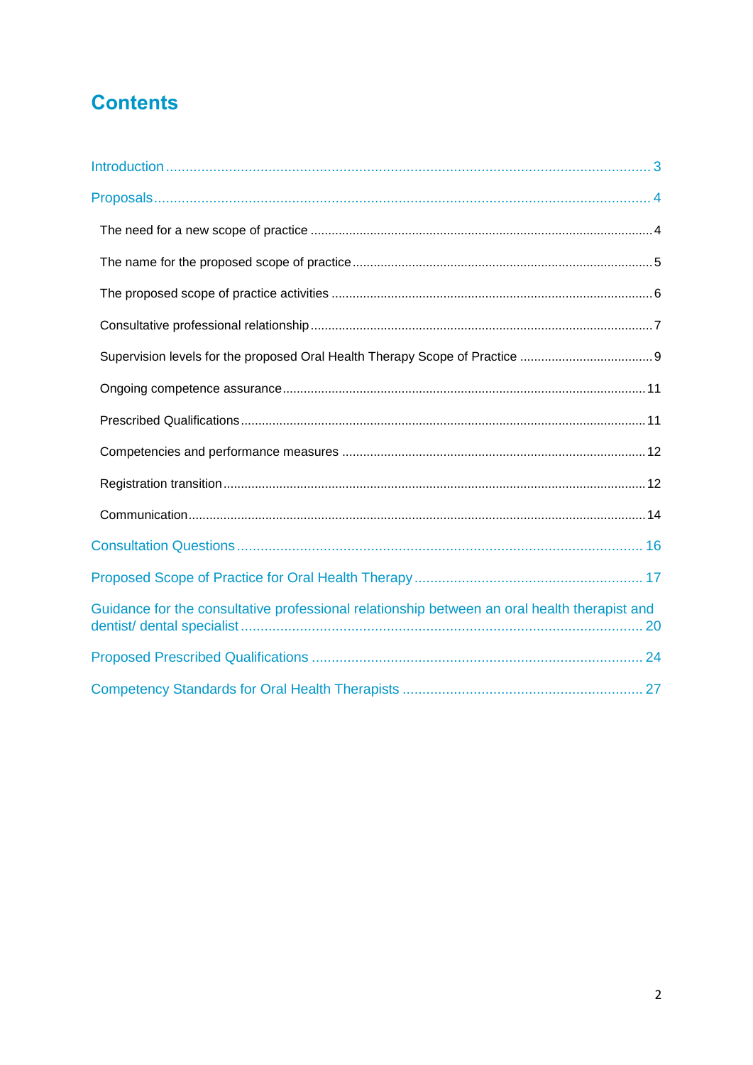# Contents

- Introduction ... 3
- Proposals ... 4
  - The need for a new scope of practice ... 4
  - The name for the proposed scope of practice ... 5
  - The proposed scope of practice activities ... 6
  - Consultative professional relationship ... 7
  - Supervision levels for the proposed Oral Health Therapy Scope of Practice ... 9
  - Ongoing competence assurance ... 11
  - Prescribed Qualifications ... 11
  - Competencies and performance measures ... 12
  - Registration transition ... 12
  - Communication ... 14
- Consultation Questions ... 16
- Proposed Scope of Practice for Oral Health Therapy ... 17
- Guidance for the consultative professional relationship between an oral health therapist and dentist/ dental specialist ... 20
- Proposed Prescribed Qualifications ... 24
- Competency Standards for Oral Health Therapists ... 27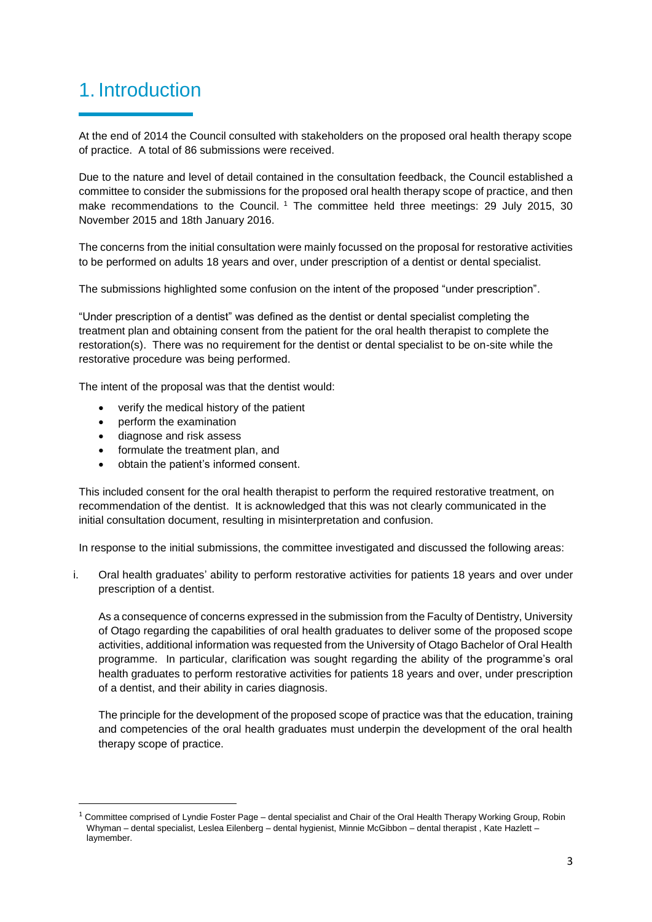# 1. Introduction

At the end of 2014 the Council consulted with stakeholders on the proposed oral health therapy scope of practice. A total of 86 submissions were received.

Due to the nature and level of detail contained in the consultation feedback, the Council established a committee to consider the submissions for the proposed oral health therapy scope of practice, and then make recommendations to the Council. [1] The committee held three meetings: 29 July 2015, 30 November 2015 and 18th January 2016.

The concerns from the initial consultation were mainly focussed on the proposal for restorative activities to be performed on adults 18 years and over, under prescription of a dentist or dental specialist.

The submissions highlighted some confusion on the intent of the proposed "under prescription".

"Under prescription of a dentist" was defined as the dentist or dental specialist completing the treatment plan and obtaining consent from the patient for the oral health therapist to complete the restoration(s). There was no requirement for the dentist or dental specialist to be on-site while the restorative procedure was being performed.

The intent of the proposal was that the dentist would:

- verify the medical history of the patient
- perform the examination
- diagnose and risk assess
- formulate the treatment plan, and
- obtain the patient's informed consent.

This included consent for the oral health therapist to perform the required restorative treatment, on recommendation of the dentist. It is acknowledged that this was not clearly communicated in the initial consultation document, resulting in misinterpretation and confusion.

In response to the initial submissions, the committee investigated and discussed the following areas:

i. Oral health graduates' ability to perform restorative activities for patients 18 years and over under prescription of a dentist.

   As a consequence of concerns expressed in the submission from the Faculty of Dentistry, University of Otago regarding the capabilities of oral health graduates to deliver some of the proposed scope activities, additional information was requested from the University of Otago Bachelor of Oral Health programme. In particular, clarification was sought regarding the ability of the programme's oral health graduates to perform restorative activities for patients 18 years and over, under prescription of a dentist, and their ability in caries diagnosis.

   The principle for the development of the proposed scope of practice was that the education, training and competencies of the oral health graduates must underpin the development of the oral health therapy scope of practice.

---

[1] Committee comprised of Lyndie Foster Page – dental specialist and Chair of the Oral Health Therapy Working Group, Robin Whyman – dental specialist, Leslea Eilenberg – dental hygienist, Minnie McGibbon – dental therapist , Kate Hazlett – laymember.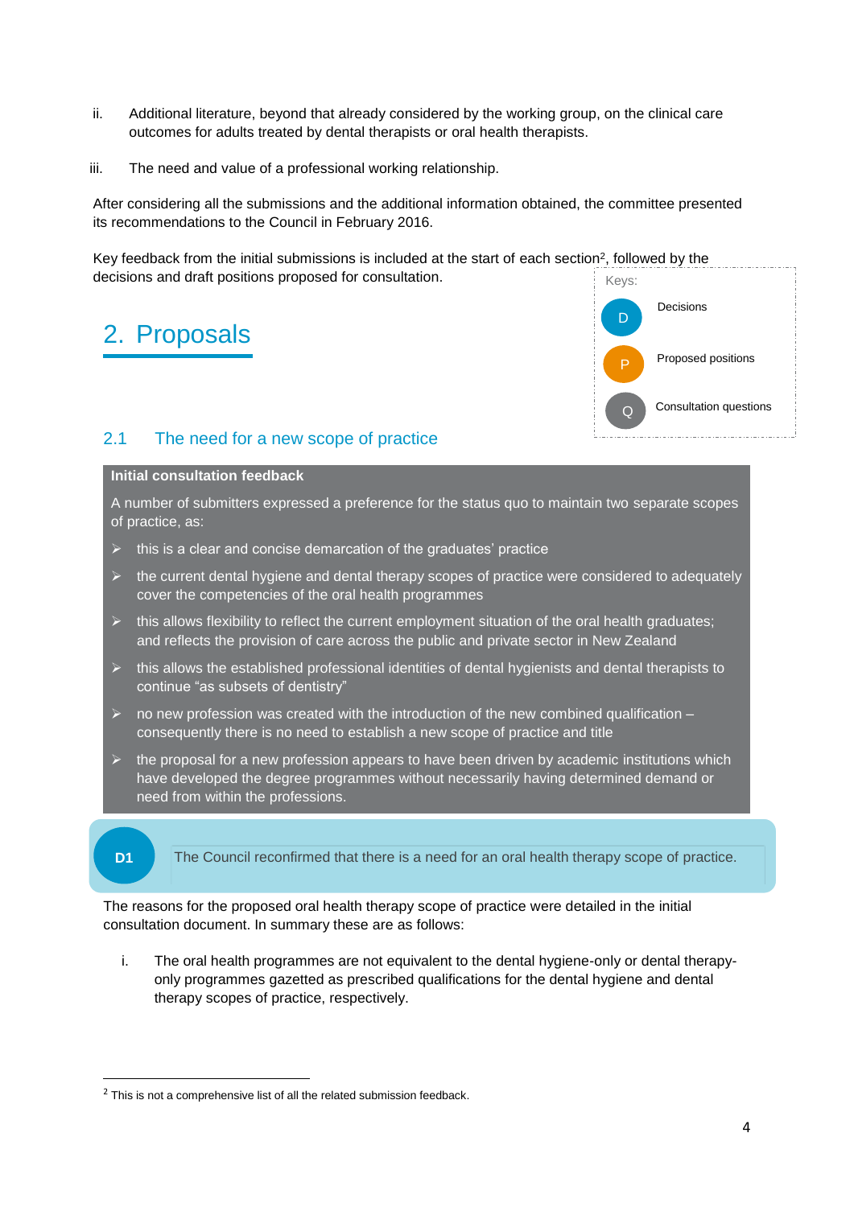ii. Additional literature, beyond that already considered by the working group, on the clinical care outcomes for adults treated by dental therapists or oral health therapists.

iii. The need and value of a professional working relationship.

After considering all the submissions and the additional information obtained, the committee presented its recommendations to the Council in February 2016.

Key feedback from the initial submissions is included at the start of each section[2], followed by the decisions and draft positions proposed for consultation.

Keys:

- D — Decisions
- P — Proposed positions
- Q — Consultation questions

# 2. Proposals

## 2.1 The need for a new scope of practice

**Initial consultation feedback**

A number of submitters expressed a preference for the status quo to maintain two separate scopes of practice, as:

- this is a clear and concise demarcation of the graduates' practice
- the current dental hygiene and dental therapy scopes of practice were considered to adequately cover the competencies of the oral health programmes
- this allows flexibility to reflect the current employment situation of the oral health graduates; and reflects the provision of care across the public and private sector in New Zealand
- this allows the established professional identities of dental hygienists and dental therapists to continue "as subsets of dentistry"
- no new profession was created with the introduction of the new combined qualification – consequently there is no need to establish a new scope of practice and title
- the proposal for a new profession appears to have been driven by academic institutions which have developed the degree programmes without necessarily having determined demand or need from within the professions.

**D1** The Council reconfirmed that there is a need for an oral health therapy scope of practice.

The reasons for the proposed oral health therapy scope of practice were detailed in the initial consultation document. In summary these are as follows:

i. The oral health programmes are not equivalent to the dental hygiene-only or dental therapy-only programmes gazetted as prescribed qualifications for the dental hygiene and dental therapy scopes of practice, respectively.

[2] This is not a comprehensive list of all the related submission feedback.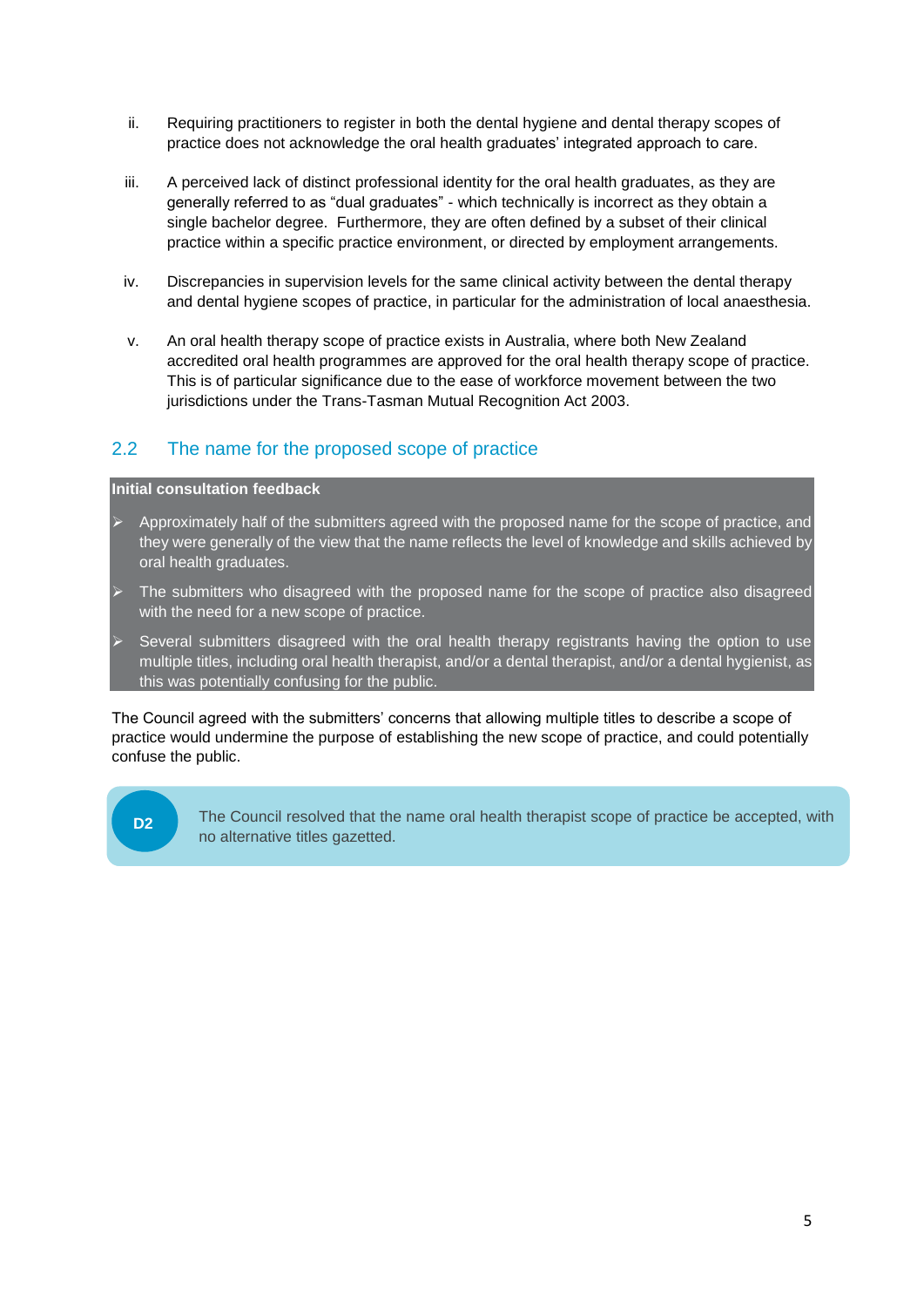ii. Requiring practitioners to register in both the dental hygiene and dental therapy scopes of practice does not acknowledge the oral health graduates' integrated approach to care.

iii. A perceived lack of distinct professional identity for the oral health graduates, as they are generally referred to as "dual graduates" - which technically is incorrect as they obtain a single bachelor degree. Furthermore, they are often defined by a subset of their clinical practice within a specific practice environment, or directed by employment arrangements.

iv. Discrepancies in supervision levels for the same clinical activity between the dental therapy and dental hygiene scopes of practice, in particular for the administration of local anaesthesia.

v. An oral health therapy scope of practice exists in Australia, where both New Zealand accredited oral health programmes are approved for the oral health therapy scope of practice. This is of particular significance due to the ease of workforce movement between the two jurisdictions under the Trans-Tasman Mutual Recognition Act 2003.

## 2.2 The name for the proposed scope of practice

**Initial consultation feedback**

- Approximately half of the submitters agreed with the proposed name for the scope of practice, and they were generally of the view that the name reflects the level of knowledge and skills achieved by oral health graduates.
- The submitters who disagreed with the proposed name for the scope of practice also disagreed with the need for a new scope of practice.
- Several submitters disagreed with the oral health therapy registrants having the option to use multiple titles, including oral health therapist, and/or a dental therapist, and/or a dental hygienist, as this was potentially confusing for the public.

The Council agreed with the submitters' concerns that allowing multiple titles to describe a scope of practice would undermine the purpose of establishing the new scope of practice, and could potentially confuse the public.

**D2** The Council resolved that the name oral health therapist scope of practice be accepted, with no alternative titles gazetted.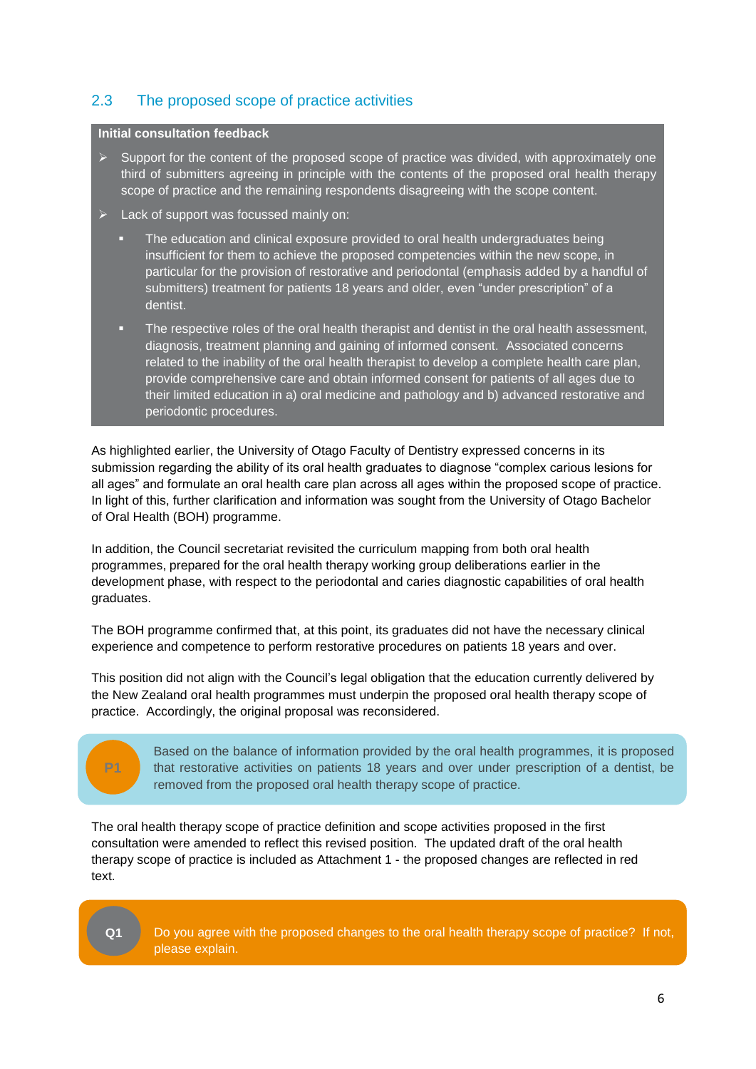## 2.3 The proposed scope of practice activities

**Initial consultation feedback**

- Support for the content of the proposed scope of practice was divided, with approximately one third of submitters agreeing in principle with the contents of the proposed oral health therapy scope of practice and the remaining respondents disagreeing with the scope content.
- Lack of support was focussed mainly on:
  - The education and clinical exposure provided to oral health undergraduates being insufficient for them to achieve the proposed competencies within the new scope, in particular for the provision of restorative and periodontal (emphasis added by a handful of submitters) treatment for patients 18 years and older, even "under prescription" of a dentist.
  - The respective roles of the oral health therapist and dentist in the oral health assessment, diagnosis, treatment planning and gaining of informed consent. Associated concerns related to the inability of the oral health therapist to develop a complete health care plan, provide comprehensive care and obtain informed consent for patients of all ages due to their limited education in a) oral medicine and pathology and b) advanced restorative and periodontic procedures.

As highlighted earlier, the University of Otago Faculty of Dentistry expressed concerns in its submission regarding the ability of its oral health graduates to diagnose "complex carious lesions for all ages" and formulate an oral health care plan across all ages within the proposed scope of practice. In light of this, further clarification and information was sought from the University of Otago Bachelor of Oral Health (BOH) programme.

In addition, the Council secretariat revisited the curriculum mapping from both oral health programmes, prepared for the oral health therapy working group deliberations earlier in the development phase, with respect to the periodontal and caries diagnostic capabilities of oral health graduates.

The BOH programme confirmed that, at this point, its graduates did not have the necessary clinical experience and competence to perform restorative procedures on patients 18 years and over.

This position did not align with the Council's legal obligation that the education currently delivered by the New Zealand oral health programmes must underpin the proposed oral health therapy scope of practice. Accordingly, the original proposal was reconsidered.

**P1** Based on the balance of information provided by the oral health programmes, it is proposed that restorative activities on patients 18 years and over under prescription of a dentist, be removed from the proposed oral health therapy scope of practice.

The oral health therapy scope of practice definition and scope activities proposed in the first consultation were amended to reflect this revised position. The updated draft of the oral health therapy scope of practice is included as Attachment 1 - the proposed changes are reflected in red text.

**Q1** Do you agree with the proposed changes to the oral health therapy scope of practice? If not, please explain.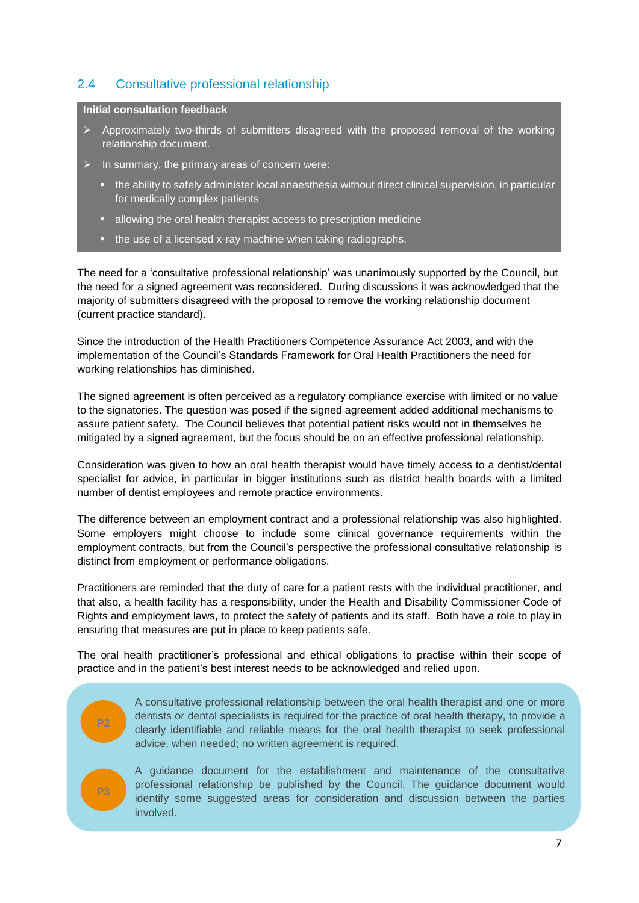## 2.4 Consultative professional relationship

**Initial consultation feedback**

- Approximately two-thirds of submitters disagreed with the proposed removal of the working relationship document.
- In summary, the primary areas of concern were:
  - the ability to safely administer local anaesthesia without direct clinical supervision, in particular for medically complex patients
  - allowing the oral health therapist access to prescription medicine
  - the use of a licensed x-ray machine when taking radiographs.

The need for a 'consultative professional relationship' was unanimously supported by the Council, but the need for a signed agreement was reconsidered. During discussions it was acknowledged that the majority of submitters disagreed with the proposal to remove the working relationship document (current practice standard).

Since the introduction of the Health Practitioners Competence Assurance Act 2003, and with the implementation of the Council's Standards Framework for Oral Health Practitioners the need for working relationships has diminished.

The signed agreement is often perceived as a regulatory compliance exercise with limited or no value to the signatories. The question was posed if the signed agreement added additional mechanisms to assure patient safety. The Council believes that potential patient risks would not in themselves be mitigated by a signed agreement, but the focus should be on an effective professional relationship.

Consideration was given to how an oral health therapist would have timely access to a dentist/dental specialist for advice, in particular in bigger institutions such as district health boards with a limited number of dentist employees and remote practice environments.

The difference between an employment contract and a professional relationship was also highlighted. Some employers might choose to include some clinical governance requirements within the employment contracts, but from the Council's perspective the professional consultative relationship is distinct from employment or performance obligations.

Practitioners are reminded that the duty of care for a patient rests with the individual practitioner, and that also, a health facility has a responsibility, under the Health and Disability Commissioner Code of Rights and employment laws, to protect the safety of patients and its staff. Both have a role to play in ensuring that measures are put in place to keep patients safe.

The oral health practitioner's professional and ethical obligations to practise within their scope of practice and in the patient's best interest needs to be acknowledged and relied upon.

**P2** A consultative professional relationship between the oral health therapist and one or more dentists or dental specialists is required for the practice of oral health therapy, to provide a clearly identifiable and reliable means for the oral health therapist to seek professional advice, when needed; no written agreement is required.

**P3** A guidance document for the establishment and maintenance of the consultative professional relationship be published by the Council. The guidance document would identify some suggested areas for consideration and discussion between the parties involved.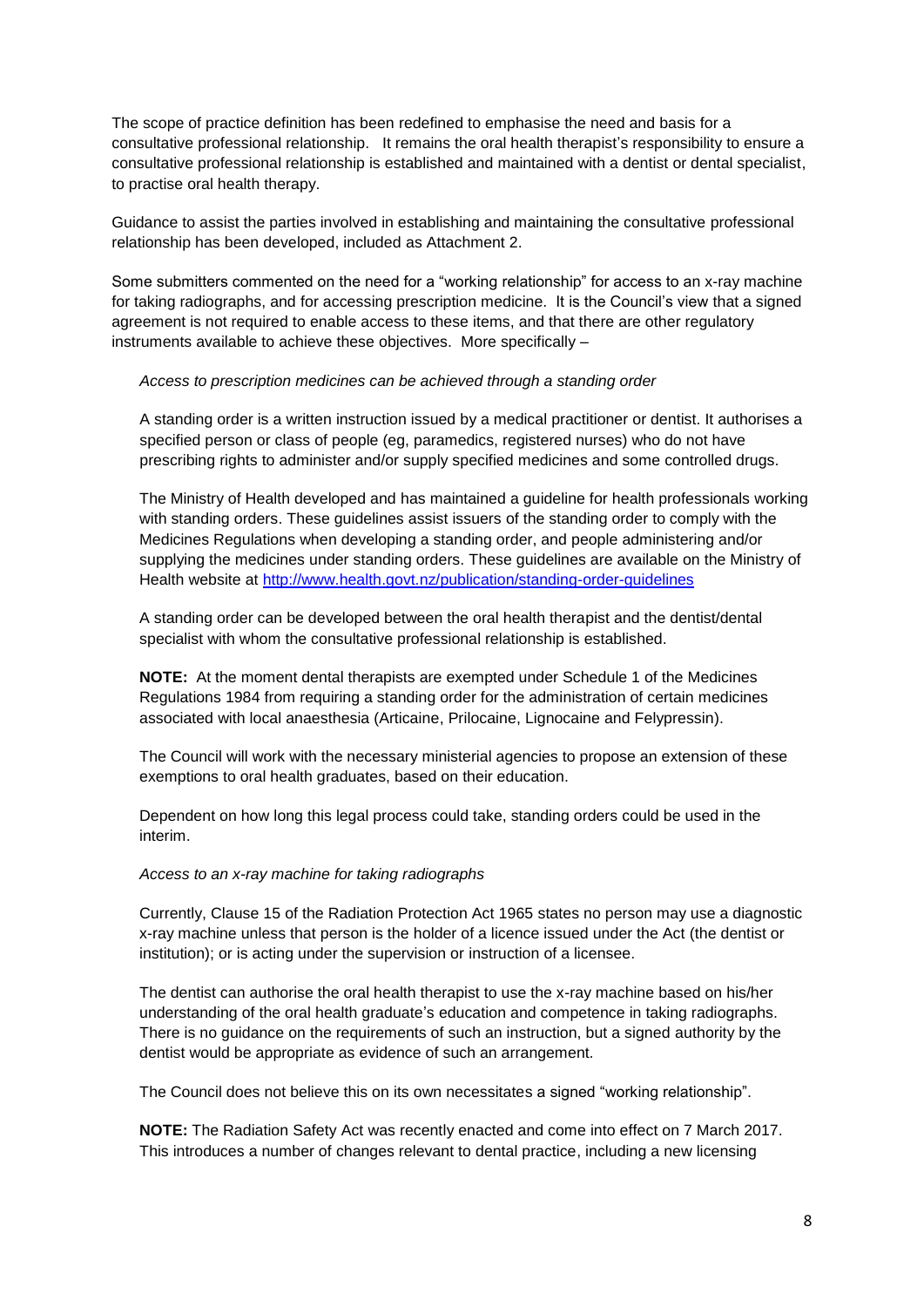The scope of practice definition has been redefined to emphasise the need and basis for a consultative professional relationship. It remains the oral health therapist's responsibility to ensure a consultative professional relationship is established and maintained with a dentist or dental specialist, to practise oral health therapy.

Guidance to assist the parties involved in establishing and maintaining the consultative professional relationship has been developed, included as Attachment 2.

Some submitters commented on the need for a "working relationship" for access to an x-ray machine for taking radiographs, and for accessing prescription medicine. It is the Council's view that a signed agreement is not required to enable access to these items, and that there are other regulatory instruments available to achieve these objectives. More specifically –

> *Access to prescription medicines can be achieved through a standing order*
>
> A standing order is a written instruction issued by a medical practitioner or dentist. It authorises a specified person or class of people (eg, paramedics, registered nurses) who do not have prescribing rights to administer and/or supply specified medicines and some controlled drugs.
>
> The Ministry of Health developed and has maintained a guideline for health professionals working with standing orders. These guidelines assist issuers of the standing order to comply with the Medicines Regulations when developing a standing order, and people administering and/or supplying the medicines under standing orders. These guidelines are available on the Ministry of Health website at [http://www.health.govt.nz/publication/standing-order-guidelines](http://www.health.govt.nz/publication/standing-order-guidelines)
>
> A standing order can be developed between the oral health therapist and the dentist/dental specialist with whom the consultative professional relationship is established.
>
> **NOTE:** At the moment dental therapists are exempted under Schedule 1 of the Medicines Regulations 1984 from requiring a standing order for the administration of certain medicines associated with local anaesthesia (Articaine, Prilocaine, Lignocaine and Felypressin).
>
> The Council will work with the necessary ministerial agencies to propose an extension of these exemptions to oral health graduates, based on their education.
>
> Dependent on how long this legal process could take, standing orders could be used in the interim.
>
> *Access to an x-ray machine for taking radiographs*
>
> Currently, Clause 15 of the Radiation Protection Act 1965 states no person may use a diagnostic x-ray machine unless that person is the holder of a licence issued under the Act (the dentist or institution); or is acting under the supervision or instruction of a licensee.
>
> The dentist can authorise the oral health therapist to use the x-ray machine based on his/her understanding of the oral health graduate's education and competence in taking radiographs. There is no guidance on the requirements of such an instruction, but a signed authority by the dentist would be appropriate as evidence of such an arrangement.
>
> The Council does not believe this on its own necessitates a signed "working relationship".
>
> **NOTE:** The Radiation Safety Act was recently enacted and come into effect on 7 March 2017. This introduces a number of changes relevant to dental practice, including a new licensing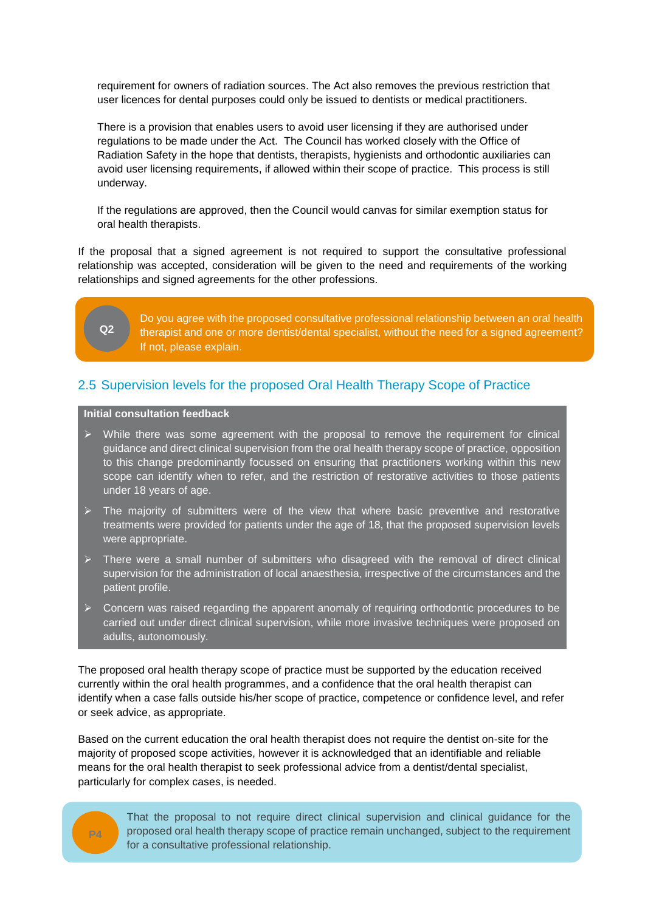requirement for owners of radiation sources. The Act also removes the previous restriction that user licences for dental purposes could only be issued to dentists or medical practitioners.

There is a provision that enables users to avoid user licensing if they are authorised under regulations to be made under the Act. The Council has worked closely with the Office of Radiation Safety in the hope that dentists, therapists, hygienists and orthodontic auxiliaries can avoid user licensing requirements, if allowed within their scope of practice. This process is still underway.

If the regulations are approved, then the Council would canvas for similar exemption status for oral health therapists.

If the proposal that a signed agreement is not required to support the consultative professional relationship was accepted, consideration will be given to the need and requirements of the working relationships and signed agreements for the other professions.

**Q2** Do you agree with the proposed consultative professional relationship between an oral health therapist and one or more dentist/dental specialist, without the need for a signed agreement? If not, please explain.

## 2.5 Supervision levels for the proposed Oral Health Therapy Scope of Practice

**Initial consultation feedback**

- While there was some agreement with the proposal to remove the requirement for clinical guidance and direct clinical supervision from the oral health therapy scope of practice, opposition to this change predominantly focussed on ensuring that practitioners working within this new scope can identify when to refer, and the restriction of restorative activities to those patients under 18 years of age.
- The majority of submitters were of the view that where basic preventive and restorative treatments were provided for patients under the age of 18, that the proposed supervision levels were appropriate.
- There were a small number of submitters who disagreed with the removal of direct clinical supervision for the administration of local anaesthesia, irrespective of the circumstances and the patient profile.
- Concern was raised regarding the apparent anomaly of requiring orthodontic procedures to be carried out under direct clinical supervision, while more invasive techniques were proposed on adults, autonomously.

The proposed oral health therapy scope of practice must be supported by the education received currently within the oral health programmes, and a confidence that the oral health therapist can identify when a case falls outside his/her scope of practice, competence or confidence level, and refer or seek advice, as appropriate.

Based on the current education the oral health therapist does not require the dentist on-site for the majority of proposed scope activities, however it is acknowledged that an identifiable and reliable means for the oral health therapist to seek professional advice from a dentist/dental specialist, particularly for complex cases, is needed.

**P4** That the proposal to not require direct clinical supervision and clinical guidance for the proposed oral health therapy scope of practice remain unchanged, subject to the requirement for a consultative professional relationship.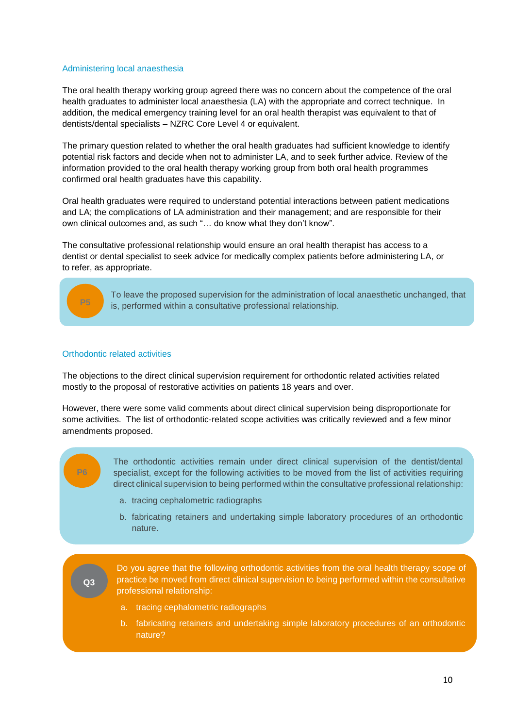### Administering local anaesthesia

The oral health therapy working group agreed there was no concern about the competence of the oral health graduates to administer local anaesthesia (LA) with the appropriate and correct technique. In addition, the medical emergency training level for an oral health therapist was equivalent to that of dentists/dental specialists – NZRC Core Level 4 or equivalent.

The primary question related to whether the oral health graduates had sufficient knowledge to identify potential risk factors and decide when not to administer LA, and to seek further advice. Review of the information provided to the oral health therapy working group from both oral health programmes confirmed oral health graduates have this capability.

Oral health graduates were required to understand potential interactions between patient medications and LA; the complications of LA administration and their management; and are responsible for their own clinical outcomes and, as such "… do know what they don't know".

The consultative professional relationship would ensure an oral health therapist has access to a dentist or dental specialist to seek advice for medically complex patients before administering LA, or to refer, as appropriate.

**P5** To leave the proposed supervision for the administration of local anaesthetic unchanged, that is, performed within a consultative professional relationship.

### Orthodontic related activities

The objections to the direct clinical supervision requirement for orthodontic related activities related mostly to the proposal of restorative activities on patients 18 years and over.

However, there were some valid comments about direct clinical supervision being disproportionate for some activities. The list of orthodontic-related scope activities was critically reviewed and a few minor amendments proposed.

**P6** The orthodontic activities remain under direct clinical supervision of the dentist/dental specialist, except for the following activities to be moved from the list of activities requiring direct clinical supervision to being performed within the consultative professional relationship:

a. tracing cephalometric radiographs

b. fabricating retainers and undertaking simple laboratory procedures of an orthodontic nature.

**Q3** Do you agree that the following orthodontic activities from the oral health therapy scope of practice be moved from direct clinical supervision to being performed within the consultative professional relationship:

a. tracing cephalometric radiographs

b. fabricating retainers and undertaking simple laboratory procedures of an orthodontic nature?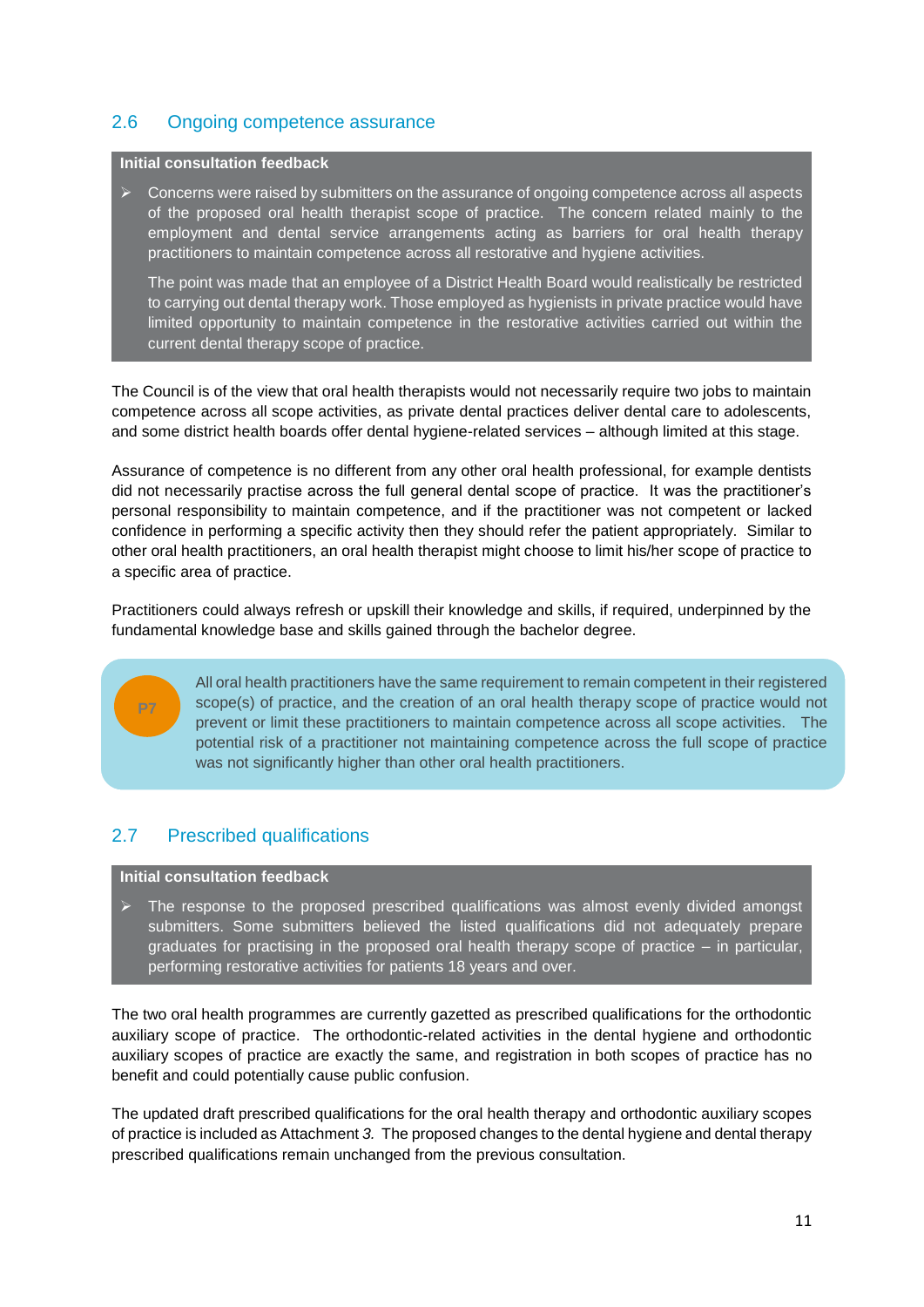## 2.6 Ongoing competence assurance

**Initial consultation feedback**

- Concerns were raised by submitters on the assurance of ongoing competence across all aspects of the proposed oral health therapist scope of practice. The concern related mainly to the employment and dental service arrangements acting as barriers for oral health therapy practitioners to maintain competence across all restorative and hygiene activities.

  The point was made that an employee of a District Health Board would realistically be restricted to carrying out dental therapy work. Those employed as hygienists in private practice would have limited opportunity to maintain competence in the restorative activities carried out within the current dental therapy scope of practice.

The Council is of the view that oral health therapists would not necessarily require two jobs to maintain competence across all scope activities, as private dental practices deliver dental care to adolescents, and some district health boards offer dental hygiene-related services – although limited at this stage.

Assurance of competence is no different from any other oral health professional, for example dentists did not necessarily practise across the full general dental scope of practice. It was the practitioner's personal responsibility to maintain competence, and if the practitioner was not competent or lacked confidence in performing a specific activity then they should refer the patient appropriately. Similar to other oral health practitioners, an oral health therapist might choose to limit his/her scope of practice to a specific area of practice.

Practitioners could always refresh or upskill their knowledge and skills, if required, underpinned by the fundamental knowledge base and skills gained through the bachelor degree.

**P7**

All oral health practitioners have the same requirement to remain competent in their registered scope(s) of practice, and the creation of an oral health therapy scope of practice would not prevent or limit these practitioners to maintain competence across all scope activities. The potential risk of a practitioner not maintaining competence across the full scope of practice was not significantly higher than other oral health practitioners.

## 2.7 Prescribed qualifications

**Initial consultation feedback**

- The response to the proposed prescribed qualifications was almost evenly divided amongst submitters. Some submitters believed the listed qualifications did not adequately prepare graduates for practising in the proposed oral health therapy scope of practice – in particular, performing restorative activities for patients 18 years and over.

The two oral health programmes are currently gazetted as prescribed qualifications for the orthodontic auxiliary scope of practice. The orthodontic-related activities in the dental hygiene and orthodontic auxiliary scopes of practice are exactly the same, and registration in both scopes of practice has no benefit and could potentially cause public confusion.

The updated draft prescribed qualifications for the oral health therapy and orthodontic auxiliary scopes of practice is included as Attachment *3.* The proposed changes to the dental hygiene and dental therapy prescribed qualifications remain unchanged from the previous consultation.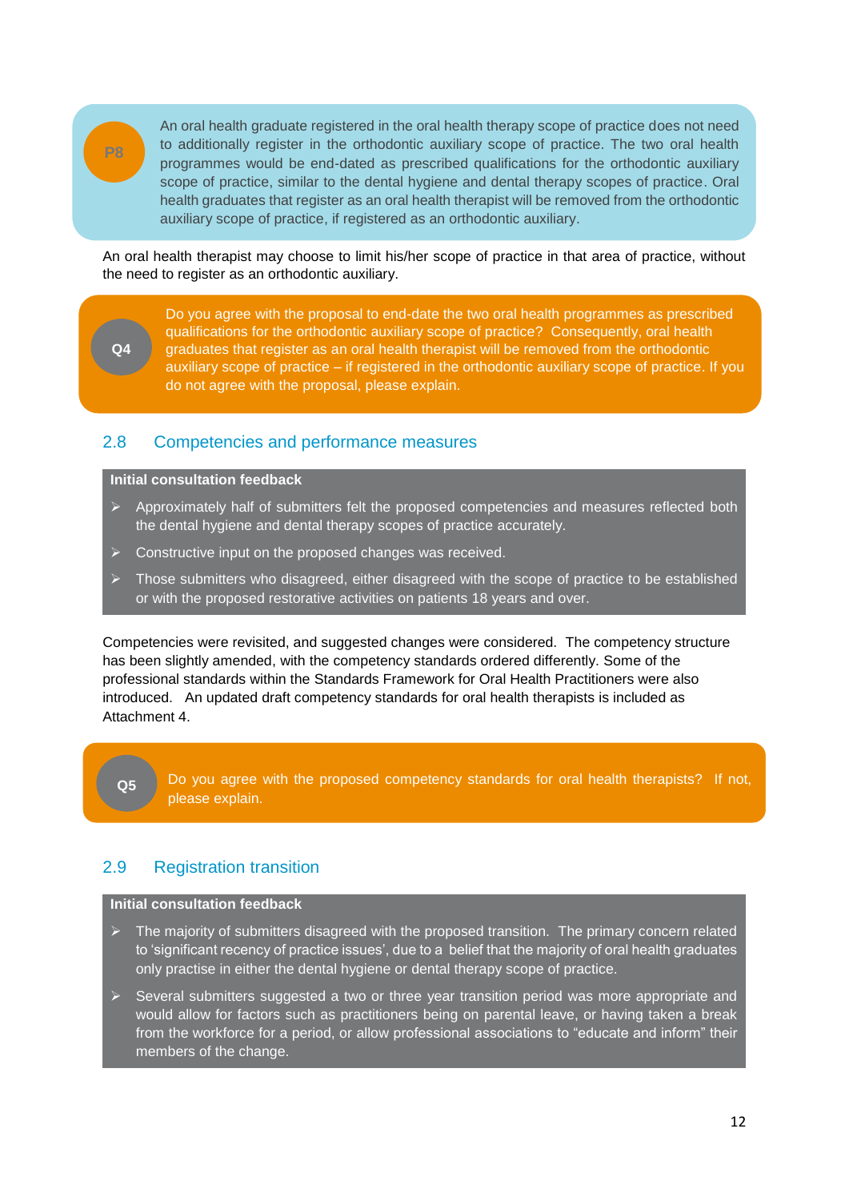**P8** An oral health graduate registered in the oral health therapy scope of practice does not need to additionally register in the orthodontic auxiliary scope of practice. The two oral health programmes would be end-dated as prescribed qualifications for the orthodontic auxiliary scope of practice, similar to the dental hygiene and dental therapy scopes of practice. Oral health graduates that register as an oral health therapist will be removed from the orthodontic auxiliary scope of practice, if registered as an orthodontic auxiliary.

An oral health therapist may choose to limit his/her scope of practice in that area of practice, without the need to register as an orthodontic auxiliary.

**Q4** Do you agree with the proposal to end-date the two oral health programmes as prescribed qualifications for the orthodontic auxiliary scope of practice? Consequently, oral health graduates that register as an oral health therapist will be removed from the orthodontic auxiliary scope of practice – if registered in the orthodontic auxiliary scope of practice. If you do not agree with the proposal, please explain.

## 2.8 Competencies and performance measures

**Initial consultation feedback**

- Approximately half of submitters felt the proposed competencies and measures reflected both the dental hygiene and dental therapy scopes of practice accurately.
- Constructive input on the proposed changes was received.
- Those submitters who disagreed, either disagreed with the scope of practice to be established or with the proposed restorative activities on patients 18 years and over.

Competencies were revisited, and suggested changes were considered. The competency structure has been slightly amended, with the competency standards ordered differently. Some of the professional standards within the Standards Framework for Oral Health Practitioners were also introduced. An updated draft competency standards for oral health therapists is included as Attachment 4.

**Q5** Do you agree with the proposed competency standards for oral health therapists? If not, please explain.

## 2.9 Registration transition

**Initial consultation feedback**

- The majority of submitters disagreed with the proposed transition. The primary concern related to 'significant recency of practice issues', due to a belief that the majority of oral health graduates only practise in either the dental hygiene or dental therapy scope of practice.
- Several submitters suggested a two or three year transition period was more appropriate and would allow for factors such as practitioners being on parental leave, or having taken a break from the workforce for a period, or allow professional associations to "educate and inform" their members of the change.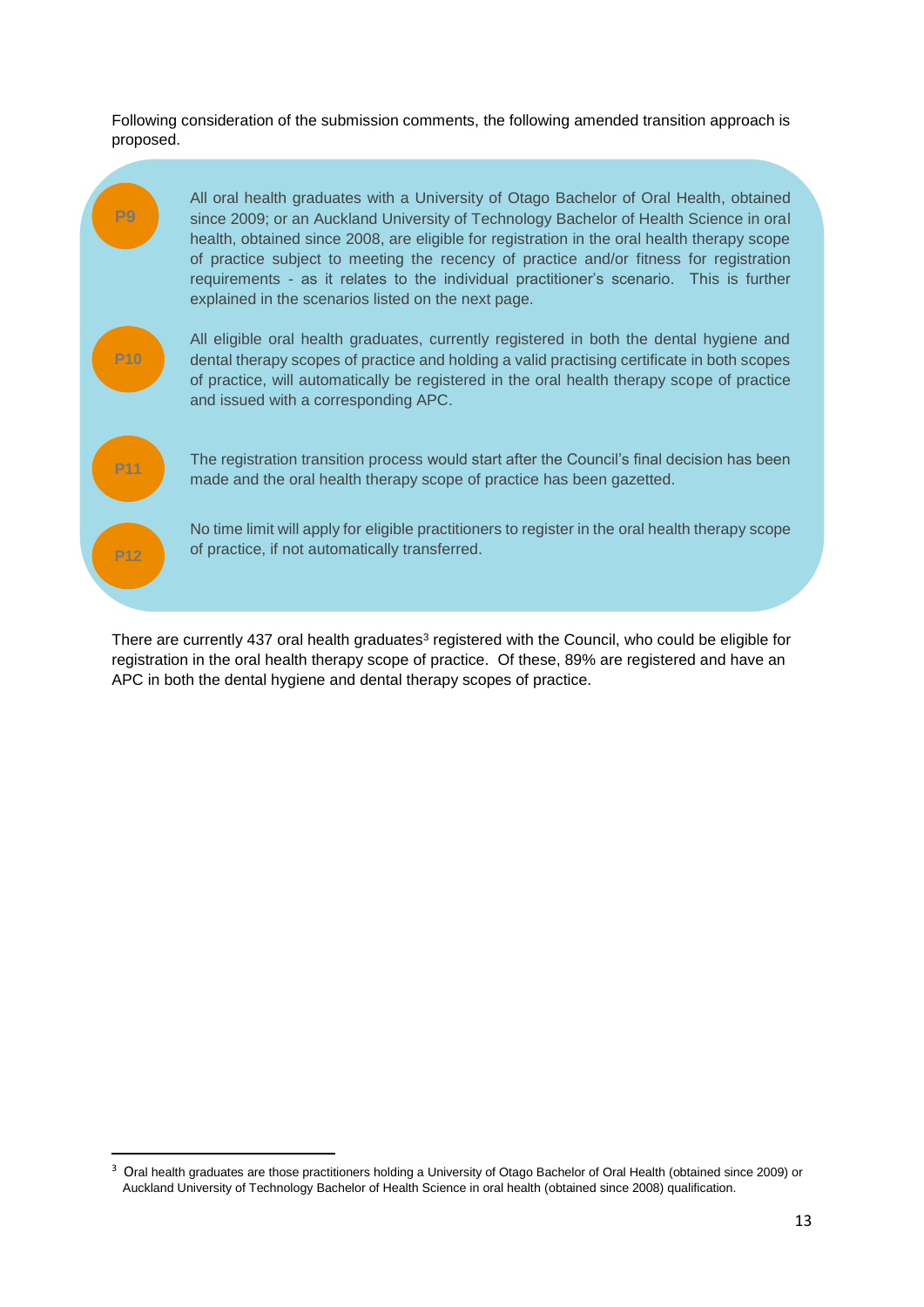Following consideration of the submission comments, the following amended transition approach is proposed.

**P9** All oral health graduates with a University of Otago Bachelor of Oral Health, obtained since 2009; or an Auckland University of Technology Bachelor of Health Science in oral health, obtained since 2008, are eligible for registration in the oral health therapy scope of practice subject to meeting the recency of practice and/or fitness for registration requirements - as it relates to the individual practitioner's scenario. This is further explained in the scenarios listed on the next page.

**P10** All eligible oral health graduates, currently registered in both the dental hygiene and dental therapy scopes of practice and holding a valid practising certificate in both scopes of practice, will automatically be registered in the oral health therapy scope of practice and issued with a corresponding APC.

**P11** The registration transition process would start after the Council's final decision has been made and the oral health therapy scope of practice has been gazetted.

**P12** No time limit will apply for eligible practitioners to register in the oral health therapy scope of practice, if not automatically transferred.

There are currently 437 oral health graduates[3] registered with the Council, who could be eligible for registration in the oral health therapy scope of practice. Of these, 89% are registered and have an APC in both the dental hygiene and dental therapy scopes of practice.

[3] Oral health graduates are those practitioners holding a University of Otago Bachelor of Oral Health (obtained since 2009) or Auckland University of Technology Bachelor of Health Science in oral health (obtained since 2008) qualification.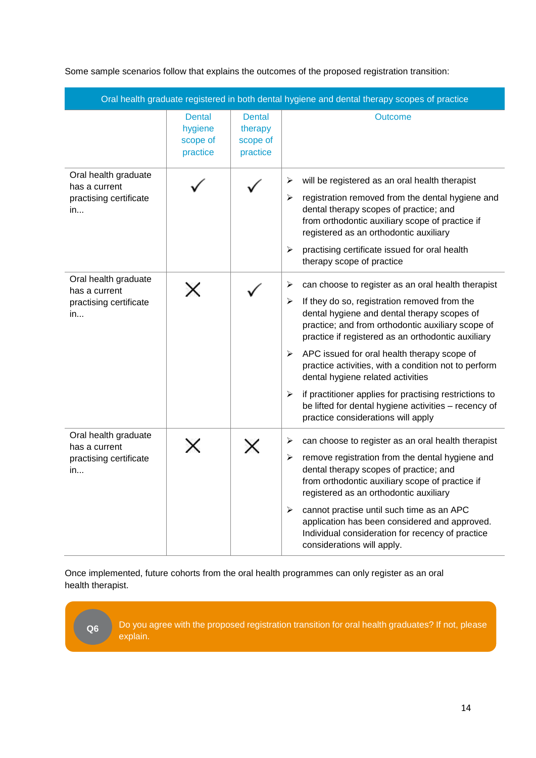Some sample scenarios follow that explains the outcomes of the proposed registration transition:

| Oral health graduate registered in both dental hygiene and dental therapy scopes of practice | | | |
|---|---|---|---|
| | Dental hygiene scope of practice | Dental therapy scope of practice | Outcome |
| Oral health graduate has a current practising certificate in... | ✓ | ✓ | ➢ will be registered as an oral health therapist<br>➢ registration removed from the dental hygiene and dental therapy scopes of practice; and from orthodontic auxiliary scope of practice if registered as an orthodontic auxiliary<br>➢ practising certificate issued for oral health therapy scope of practice |
| Oral health graduate has a current practising certificate in... | ✗ | ✓ | ➢ can choose to register as an oral health therapist<br>➢ If they do so, registration removed from the dental hygiene and dental therapy scopes of practice; and from orthodontic auxiliary scope of practice if registered as an orthodontic auxiliary<br>➢ APC issued for oral health therapy scope of practice activities, with a condition not to perform dental hygiene related activities<br>➢ if practitioner applies for practising restrictions to be lifted for dental hygiene activities – recency of practice considerations will apply |
| Oral health graduate has a current practising certificate in... | ✗ | ✗ | ➢ can choose to register as an oral health therapist<br>➢ remove registration from the dental hygiene and dental therapy scopes of practice; and from orthodontic auxiliary scope of practice if registered as an orthodontic auxiliary<br>➢ cannot practise until such time as an APC application has been considered and approved. Individual consideration for recency of practice considerations will apply. |

Once implemented, future cohorts from the oral health programmes can only register as an oral health therapist.

**Q6** Do you agree with the proposed registration transition for oral health graduates? If not, please explain.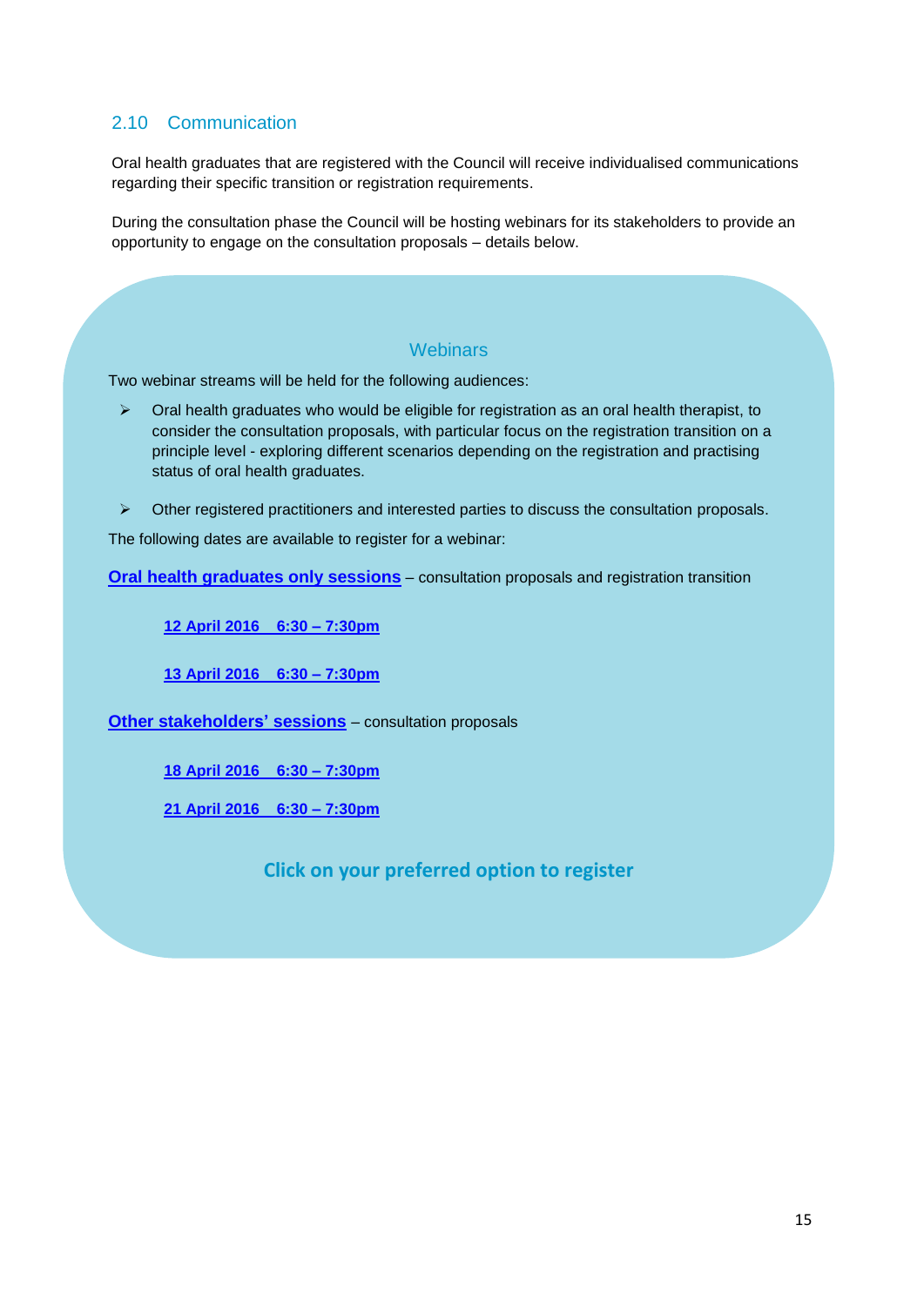## 2.10 Communication

Oral health graduates that are registered with the Council will receive individualised communications regarding their specific transition or registration requirements.

During the consultation phase the Council will be hosting webinars for its stakeholders to provide an opportunity to engage on the consultation proposals – details below.

### Webinars

Two webinar streams will be held for the following audiences:

- Oral health graduates who would be eligible for registration as an oral health therapist, to consider the consultation proposals, with particular focus on the registration transition on a principle level - exploring different scenarios depending on the registration and practising status of oral health graduates.
- Other registered practitioners and interested parties to discuss the consultation proposals.

The following dates are available to register for a webinar:

**Oral health graduates only sessions** – consultation proposals and registration transition

**12 April 2016 6:30 – 7:30pm**

**13 April 2016 6:30 – 7:30pm**

**Other stakeholders' sessions** – consultation proposals

**18 April 2016 6:30 – 7:30pm**

**21 April 2016 6:30 – 7:30pm**

**Click on your preferred option to register**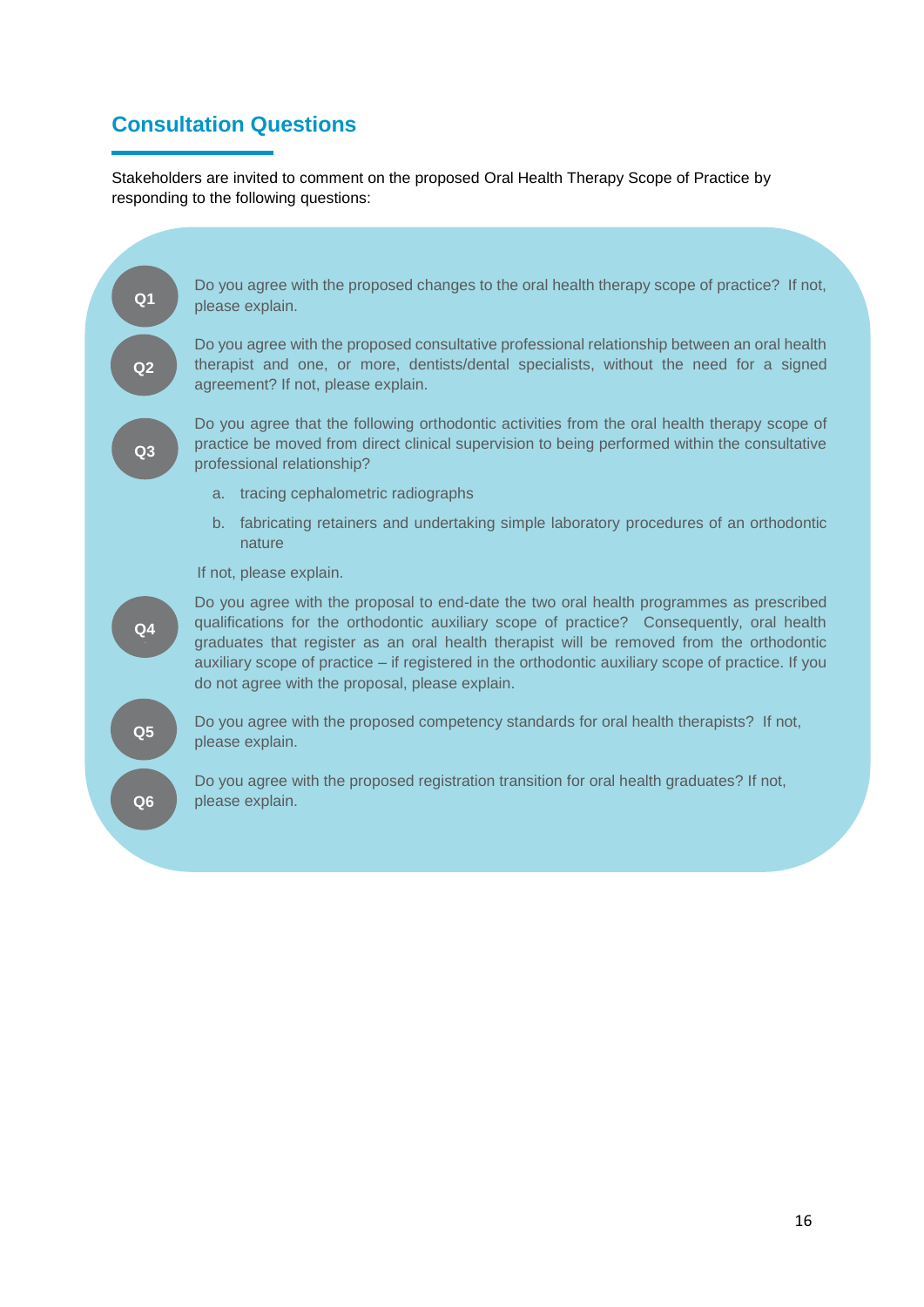## Consultation Questions

Stakeholders are invited to comment on the proposed Oral Health Therapy Scope of Practice by responding to the following questions:

**Q1** Do you agree with the proposed changes to the oral health therapy scope of practice? If not, please explain.

**Q2** Do you agree with the proposed consultative professional relationship between an oral health therapist and one, or more, dentists/dental specialists, without the need for a signed agreement? If not, please explain.

**Q3** Do you agree that the following orthodontic activities from the oral health therapy scope of practice be moved from direct clinical supervision to being performed within the consultative professional relationship?

a. tracing cephalometric radiographs

b. fabricating retainers and undertaking simple laboratory procedures of an orthodontic nature

If not, please explain.

**Q4** Do you agree with the proposal to end-date the two oral health programmes as prescribed qualifications for the orthodontic auxiliary scope of practice? Consequently, oral health graduates that register as an oral health therapist will be removed from the orthodontic auxiliary scope of practice – if registered in the orthodontic auxiliary scope of practice. If you do not agree with the proposal, please explain.

**Q5** Do you agree with the proposed competency standards for oral health therapists? If not, please explain.

**Q6** Do you agree with the proposed registration transition for oral health graduates? If not, please explain.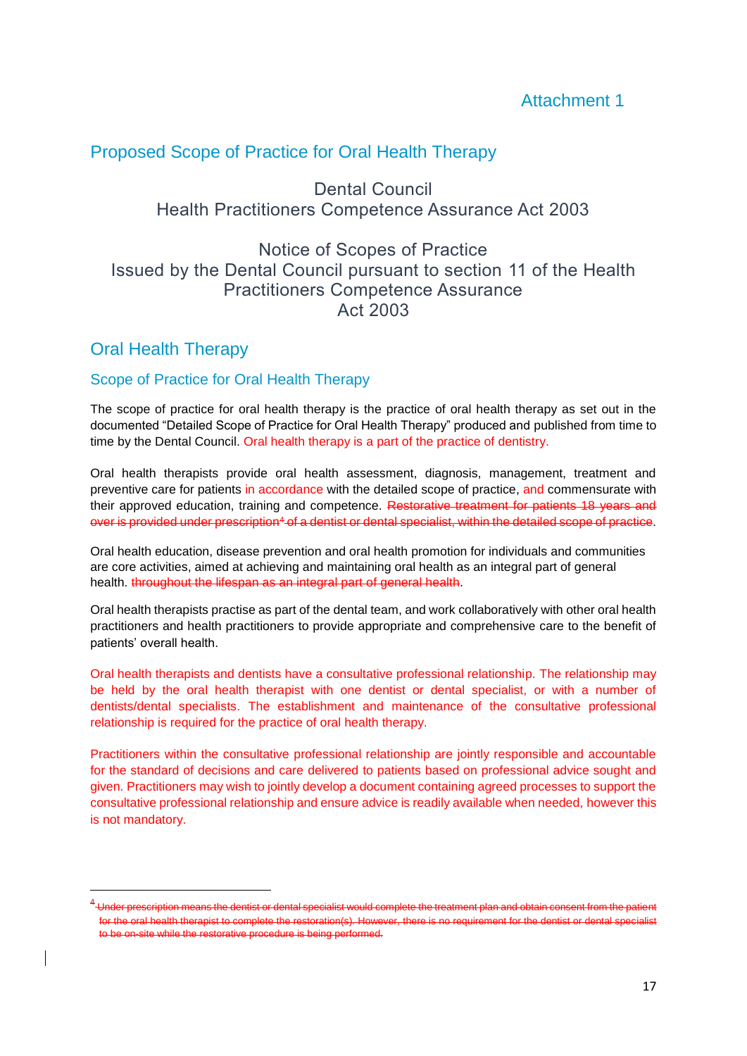Attachment 1

## Proposed Scope of Practice for Oral Health Therapy

Dental Council
Health Practitioners Competence Assurance Act 2003

Notice of Scopes of Practice
Issued by the Dental Council pursuant to section 11 of the Health Practitioners Competence Assurance Act 2003

## Oral Health Therapy

### Scope of Practice for Oral Health Therapy

The scope of practice for oral health therapy is the practice of oral health therapy as set out in the documented "Detailed Scope of Practice for Oral Health Therapy" produced and published from time to time by the Dental Council. Oral health therapy is a part of the practice of dentistry.

Oral health therapists provide oral health assessment, diagnosis, management, treatment and preventive care for patients in accordance with the detailed scope of practice, and commensurate with their approved education, training and competence. ~~Restorative treatment for patients 18 years and over is provided under prescription[4] of a dentist or dental specialist, within the detailed scope of practice~~.

Oral health education, disease prevention and oral health promotion for individuals and communities are core activities, aimed at achieving and maintaining oral health as an integral part of general health. ~~throughout the lifespan as an integral part of general health~~.

Oral health therapists practise as part of the dental team, and work collaboratively with other oral health practitioners and health practitioners to provide appropriate and comprehensive care to the benefit of patients' overall health.

Oral health therapists and dentists have a consultative professional relationship. The relationship may be held by the oral health therapist with one dentist or dental specialist, or with a number of dentists/dental specialists. The establishment and maintenance of the consultative professional relationship is required for the practice of oral health therapy.

Practitioners within the consultative professional relationship are jointly responsible and accountable for the standard of decisions and care delivered to patients based on professional advice sought and given. Practitioners may wish to jointly develop a document containing agreed processes to support the consultative professional relationship and ensure advice is readily available when needed, however this is not mandatory.

---

[4] ~~Under prescription means the dentist or dental specialist would complete the treatment plan and obtain consent from the patient for the oral health therapist to complete the restoration(s). However, there is no requirement for the dentist or dental specialist to be on-site while the restorative procedure is being performed.~~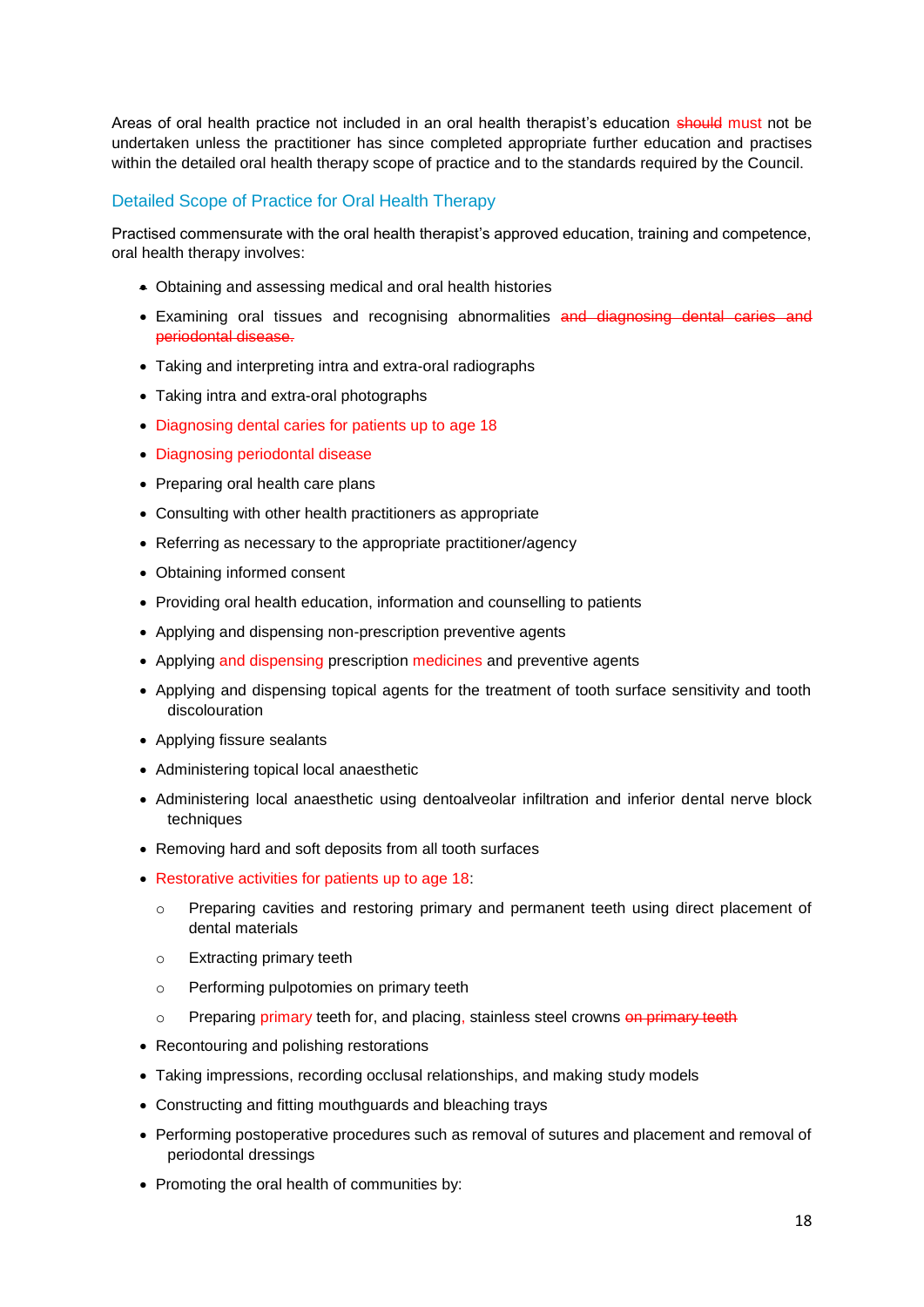Areas of oral health practice not included in an oral health therapist's education ~~should~~ must not be undertaken unless the practitioner has since completed appropriate further education and practises within the detailed oral health therapy scope of practice and to the standards required by the Council.

## Detailed Scope of Practice for Oral Health Therapy

Practised commensurate with the oral health therapist's approved education, training and competence, oral health therapy involves:

- Obtaining and assessing medical and oral health histories
- Examining oral tissues and recognising abnormalities ~~and diagnosing dental caries and periodontal disease.~~
- Taking and interpreting intra and extra-oral radiographs
- Taking intra and extra-oral photographs
- Diagnosing dental caries for patients up to age 18
- Diagnosing periodontal disease
- Preparing oral health care plans
- Consulting with other health practitioners as appropriate
- Referring as necessary to the appropriate practitioner/agency
- Obtaining informed consent
- Providing oral health education, information and counselling to patients
- Applying and dispensing non-prescription preventive agents
- Applying and dispensing prescription medicines and preventive agents
- Applying and dispensing topical agents for the treatment of tooth surface sensitivity and tooth discolouration
- Applying fissure sealants
- Administering topical local anaesthetic
- Administering local anaesthetic using dentoalveolar infiltration and inferior dental nerve block techniques
- Removing hard and soft deposits from all tooth surfaces
- Restorative activities for patients up to age 18:
  - Preparing cavities and restoring primary and permanent teeth using direct placement of dental materials
  - Extracting primary teeth
  - Performing pulpotomies on primary teeth
  - Preparing primary teeth for, and placing, stainless steel crowns ~~on primary teeth~~
- Recontouring and polishing restorations
- Taking impressions, recording occlusal relationships, and making study models
- Constructing and fitting mouthguards and bleaching trays
- Performing postoperative procedures such as removal of sutures and placement and removal of periodontal dressings
- Promoting the oral health of communities by: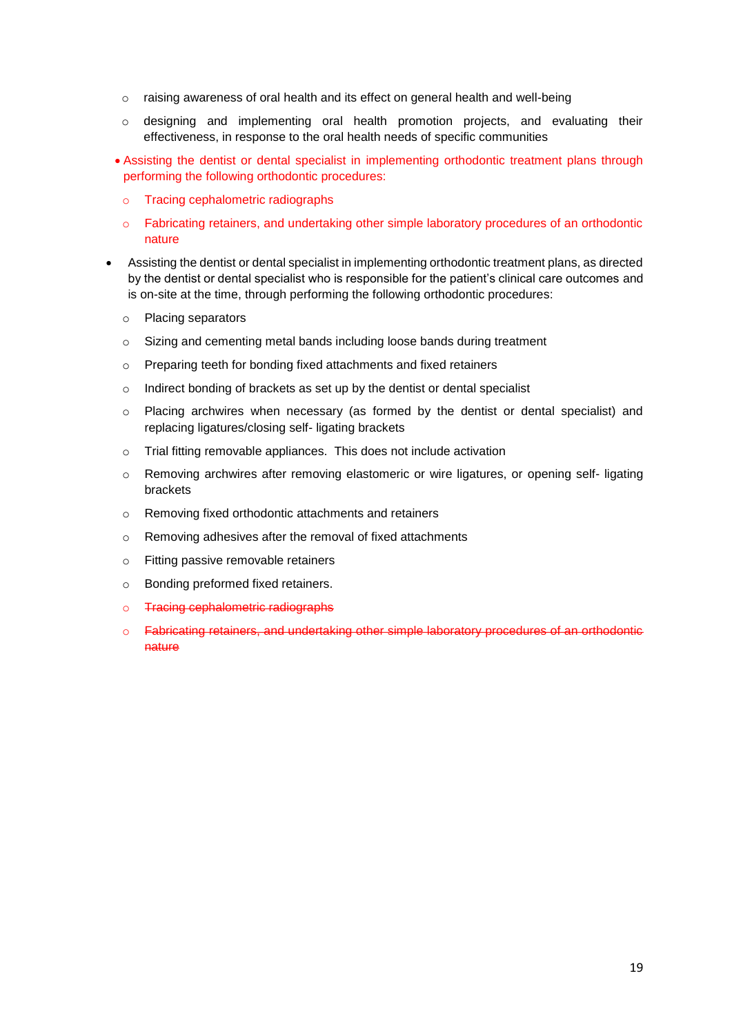- raising awareness of oral health and its effect on general health and well-being
  - designing and implementing oral health promotion projects, and evaluating their effectiveness, in response to the oral health needs of specific communities

- Assisting the dentist or dental specialist in implementing orthodontic treatment plans through performing the following orthodontic procedures:
  - Tracing cephalometric radiographs
  - Fabricating retainers, and undertaking other simple laboratory procedures of an orthodontic nature

- Assisting the dentist or dental specialist in implementing orthodontic treatment plans, as directed by the dentist or dental specialist who is responsible for the patient's clinical care outcomes and is on-site at the time, through performing the following orthodontic procedures:
  - Placing separators
  - Sizing and cementing metal bands including loose bands during treatment
  - Preparing teeth for bonding fixed attachments and fixed retainers
  - Indirect bonding of brackets as set up by the dentist or dental specialist
  - Placing archwires when necessary (as formed by the dentist or dental specialist) and replacing ligatures/closing self- ligating brackets
  - Trial fitting removable appliances. This does not include activation
  - Removing archwires after removing elastomeric or wire ligatures, or opening self- ligating brackets
  - Removing fixed orthodontic attachments and retainers
  - Removing adhesives after the removal of fixed attachments
  - Fitting passive removable retainers
  - Bonding preformed fixed retainers.
  - ~~Tracing cephalometric radiographs~~
  - ~~Fabricating retainers, and undertaking other simple laboratory procedures of an orthodontic nature~~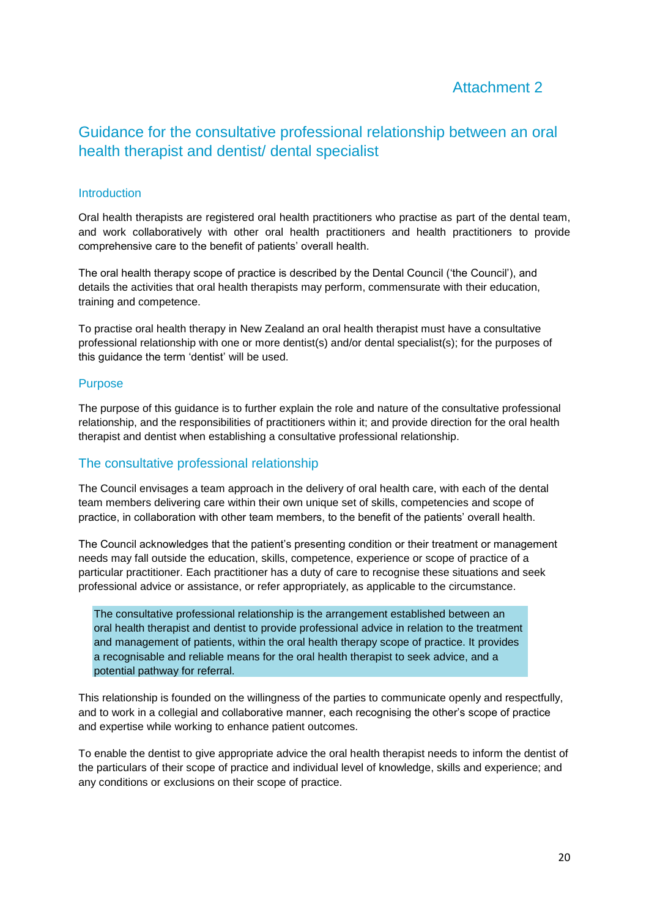Attachment 2

# Guidance for the consultative professional relationship between an oral health therapist and dentist/ dental specialist

## Introduction

Oral health therapists are registered oral health practitioners who practise as part of the dental team, and work collaboratively with other oral health practitioners and health practitioners to provide comprehensive care to the benefit of patients' overall health.

The oral health therapy scope of practice is described by the Dental Council ('the Council'), and details the activities that oral health therapists may perform, commensurate with their education, training and competence.

To practise oral health therapy in New Zealand an oral health therapist must have a consultative professional relationship with one or more dentist(s) and/or dental specialist(s); for the purposes of this guidance the term 'dentist' will be used.

## Purpose

The purpose of this guidance is to further explain the role and nature of the consultative professional relationship, and the responsibilities of practitioners within it; and provide direction for the oral health therapist and dentist when establishing a consultative professional relationship.

## The consultative professional relationship

The Council envisages a team approach in the delivery of oral health care, with each of the dental team members delivering care within their own unique set of skills, competencies and scope of practice, in collaboration with other team members, to the benefit of the patients' overall health.

The Council acknowledges that the patient's presenting condition or their treatment or management needs may fall outside the education, skills, competence, experience or scope of practice of a particular practitioner. Each practitioner has a duty of care to recognise these situations and seek professional advice or assistance, or refer appropriately, as applicable to the circumstance.

> The consultative professional relationship is the arrangement established between an oral health therapist and dentist to provide professional advice in relation to the treatment and management of patients, within the oral health therapy scope of practice. It provides a recognisable and reliable means for the oral health therapist to seek advice, and a potential pathway for referral.

This relationship is founded on the willingness of the parties to communicate openly and respectfully, and to work in a collegial and collaborative manner, each recognising the other's scope of practice and expertise while working to enhance patient outcomes.

To enable the dentist to give appropriate advice the oral health therapist needs to inform the dentist of the particulars of their scope of practice and individual level of knowledge, skills and experience; and any conditions or exclusions on their scope of practice.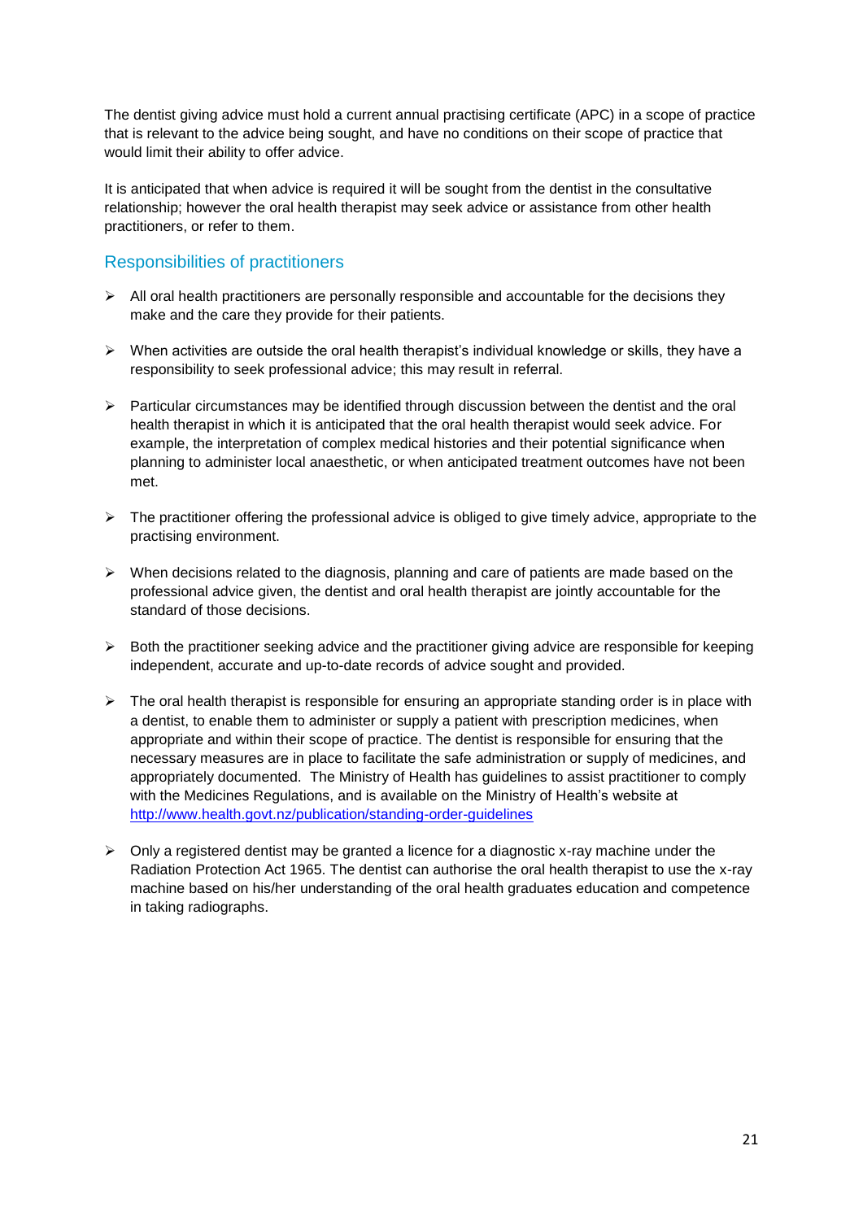The dentist giving advice must hold a current annual practising certificate (APC) in a scope of practice that is relevant to the advice being sought, and have no conditions on their scope of practice that would limit their ability to offer advice.

It is anticipated that when advice is required it will be sought from the dentist in the consultative relationship; however the oral health therapist may seek advice or assistance from other health practitioners, or refer to them.

## Responsibilities of practitioners

- All oral health practitioners are personally responsible and accountable for the decisions they make and the care they provide for their patients.
- When activities are outside the oral health therapist's individual knowledge or skills, they have a responsibility to seek professional advice; this may result in referral.
- Particular circumstances may be identified through discussion between the dentist and the oral health therapist in which it is anticipated that the oral health therapist would seek advice. For example, the interpretation of complex medical histories and their potential significance when planning to administer local anaesthetic, or when anticipated treatment outcomes have not been met.
- The practitioner offering the professional advice is obliged to give timely advice, appropriate to the practising environment.
- When decisions related to the diagnosis, planning and care of patients are made based on the professional advice given, the dentist and oral health therapist are jointly accountable for the standard of those decisions.
- Both the practitioner seeking advice and the practitioner giving advice are responsible for keeping independent, accurate and up-to-date records of advice sought and provided.
- The oral health therapist is responsible for ensuring an appropriate standing order is in place with a dentist, to enable them to administer or supply a patient with prescription medicines, when appropriate and within their scope of practice. The dentist is responsible for ensuring that the necessary measures are in place to facilitate the safe administration or supply of medicines, and appropriately documented. The Ministry of Health has guidelines to assist practitioner to comply with the Medicines Regulations, and is available on the Ministry of Health's website at http://www.health.govt.nz/publication/standing-order-guidelines
- Only a registered dentist may be granted a licence for a diagnostic x-ray machine under the Radiation Protection Act 1965. The dentist can authorise the oral health therapist to use the x-ray machine based on his/her understanding of the oral health graduates education and competence in taking radiographs.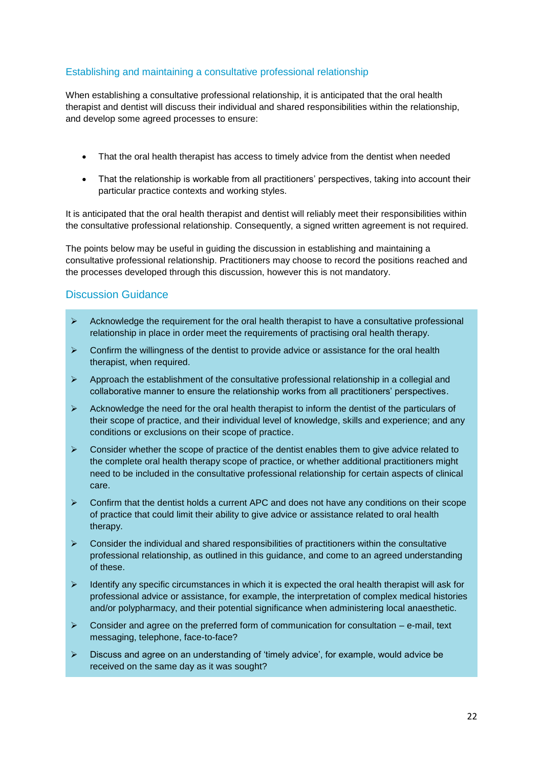## Establishing and maintaining a consultative professional relationship

When establishing a consultative professional relationship, it is anticipated that the oral health therapist and dentist will discuss their individual and shared responsibilities within the relationship, and develop some agreed processes to ensure:

- That the oral health therapist has access to timely advice from the dentist when needed
- That the relationship is workable from all practitioners' perspectives, taking into account their particular practice contexts and working styles.

It is anticipated that the oral health therapist and dentist will reliably meet their responsibilities within the consultative professional relationship. Consequently, a signed written agreement is not required.

The points below may be useful in guiding the discussion in establishing and maintaining a consultative professional relationship. Practitioners may choose to record the positions reached and the processes developed through this discussion, however this is not mandatory.

## Discussion Guidance

- Acknowledge the requirement for the oral health therapist to have a consultative professional relationship in place in order meet the requirements of practising oral health therapy.
- Confirm the willingness of the dentist to provide advice or assistance for the oral health therapist, when required.
- Approach the establishment of the consultative professional relationship in a collegial and collaborative manner to ensure the relationship works from all practitioners' perspectives.
- Acknowledge the need for the oral health therapist to inform the dentist of the particulars of their scope of practice, and their individual level of knowledge, skills and experience; and any conditions or exclusions on their scope of practice.
- Consider whether the scope of practice of the dentist enables them to give advice related to the complete oral health therapy scope of practice, or whether additional practitioners might need to be included in the consultative professional relationship for certain aspects of clinical care.
- Confirm that the dentist holds a current APC and does not have any conditions on their scope of practice that could limit their ability to give advice or assistance related to oral health therapy.
- Consider the individual and shared responsibilities of practitioners within the consultative professional relationship, as outlined in this guidance, and come to an agreed understanding of these.
- Identify any specific circumstances in which it is expected the oral health therapist will ask for professional advice or assistance, for example, the interpretation of complex medical histories and/or polypharmacy, and their potential significance when administering local anaesthetic.
- Consider and agree on the preferred form of communication for consultation – e-mail, text messaging, telephone, face-to-face?
- Discuss and agree on an understanding of 'timely advice', for example, would advice be received on the same day as it was sought?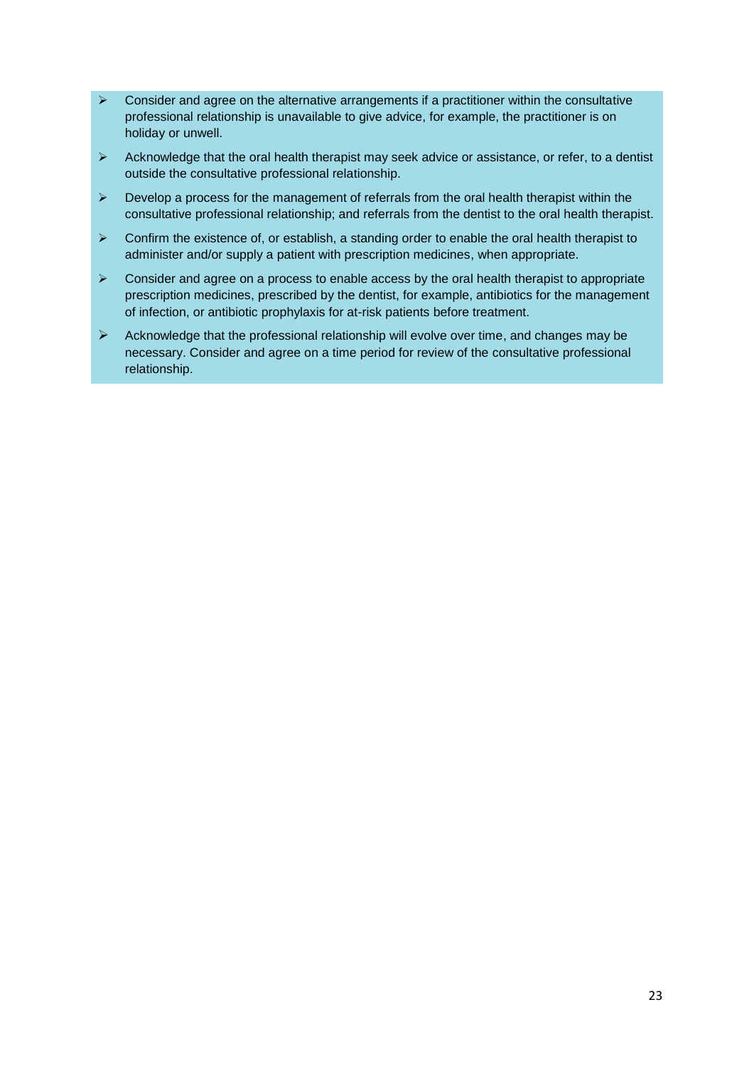- Consider and agree on the alternative arrangements if a practitioner within the consultative professional relationship is unavailable to give advice, for example, the practitioner is on holiday or unwell.
- Acknowledge that the oral health therapist may seek advice or assistance, or refer, to a dentist outside the consultative professional relationship.
- Develop a process for the management of referrals from the oral health therapist within the consultative professional relationship; and referrals from the dentist to the oral health therapist.
- Confirm the existence of, or establish, a standing order to enable the oral health therapist to administer and/or supply a patient with prescription medicines, when appropriate.
- Consider and agree on a process to enable access by the oral health therapist to appropriate prescription medicines, prescribed by the dentist, for example, antibiotics for the management of infection, or antibiotic prophylaxis for at-risk patients before treatment.
- Acknowledge that the professional relationship will evolve over time, and changes may be necessary. Consider and agree on a time period for review of the consultative professional relationship.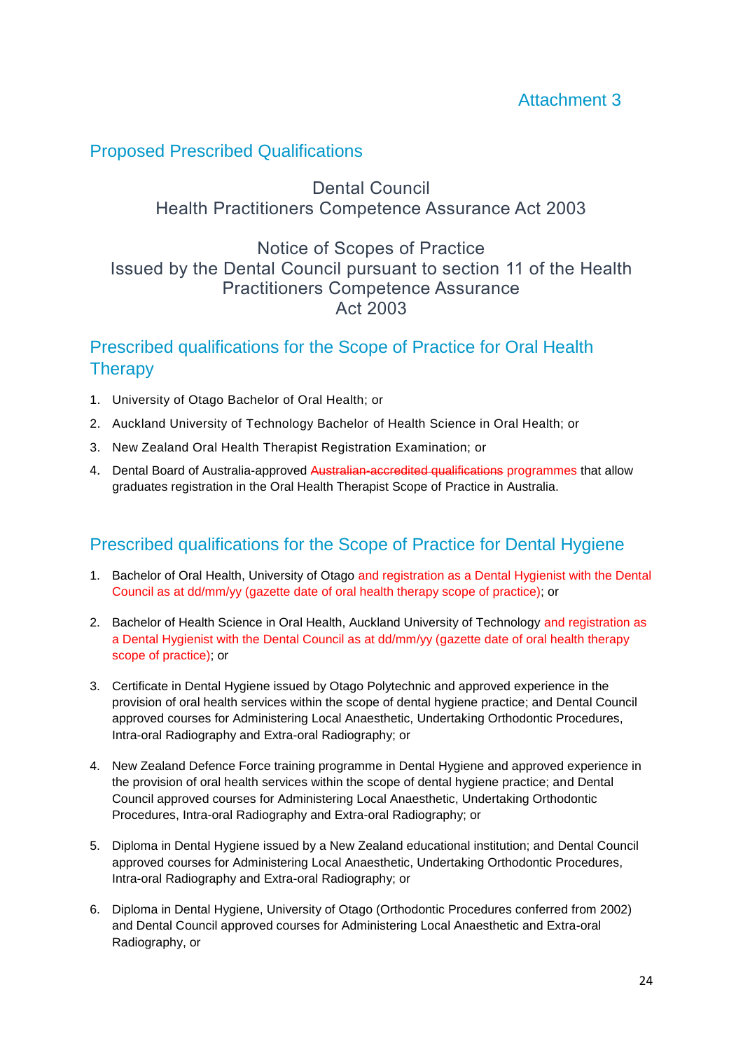Attachment 3

## Proposed Prescribed Qualifications

Dental Council
Health Practitioners Competence Assurance Act 2003

Notice of Scopes of Practice
Issued by the Dental Council pursuant to section 11 of the Health Practitioners Competence Assurance
Act 2003

## Prescribed qualifications for the Scope of Practice for Oral Health Therapy

1. University of Otago Bachelor of Oral Health; or
2. Auckland University of Technology Bachelor of Health Science in Oral Health; or
3. New Zealand Oral Health Therapist Registration Examination; or
4. Dental Board of Australia-approved ~~Australian-accredited qualifications~~ programmes that allow graduates registration in the Oral Health Therapist Scope of Practice in Australia.

## Prescribed qualifications for the Scope of Practice for Dental Hygiene

1. Bachelor of Oral Health, University of Otago and registration as a Dental Hygienist with the Dental Council as at dd/mm/yy (gazette date of oral health therapy scope of practice); or
2. Bachelor of Health Science in Oral Health, Auckland University of Technology and registration as a Dental Hygienist with the Dental Council as at dd/mm/yy (gazette date of oral health therapy scope of practice); or
3. Certificate in Dental Hygiene issued by Otago Polytechnic and approved experience in the provision of oral health services within the scope of dental hygiene practice; and Dental Council approved courses for Administering Local Anaesthetic, Undertaking Orthodontic Procedures, Intra-oral Radiography and Extra-oral Radiography; or
4. New Zealand Defence Force training programme in Dental Hygiene and approved experience in the provision of oral health services within the scope of dental hygiene practice; and Dental Council approved courses for Administering Local Anaesthetic, Undertaking Orthodontic Procedures, Intra-oral Radiography and Extra-oral Radiography; or
5. Diploma in Dental Hygiene issued by a New Zealand educational institution; and Dental Council approved courses for Administering Local Anaesthetic, Undertaking Orthodontic Procedures, Intra-oral Radiography and Extra-oral Radiography; or
6. Diploma in Dental Hygiene, University of Otago (Orthodontic Procedures conferred from 2002) and Dental Council approved courses for Administering Local Anaesthetic and Extra-oral Radiography, or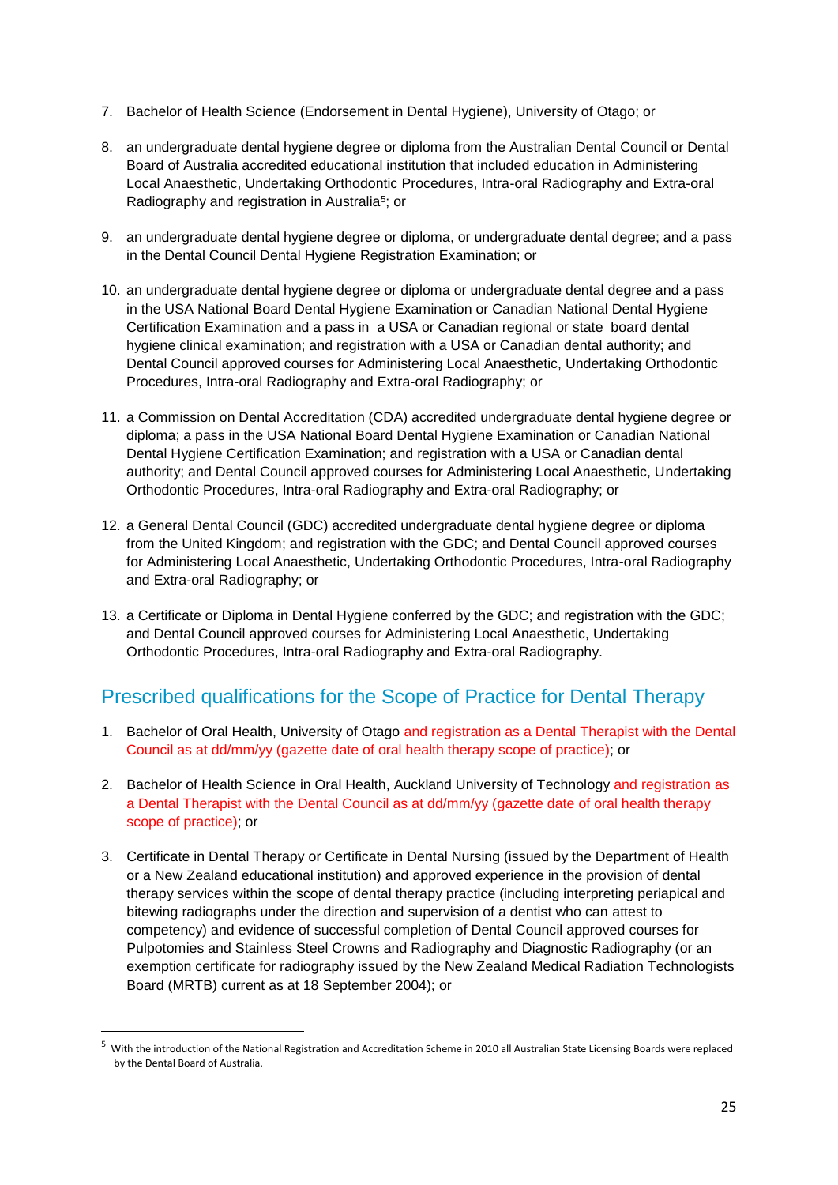7. Bachelor of Health Science (Endorsement in Dental Hygiene), University of Otago; or

8. an undergraduate dental hygiene degree or diploma from the Australian Dental Council or Dental Board of Australia accredited educational institution that included education in Administering Local Anaesthetic, Undertaking Orthodontic Procedures, Intra-oral Radiography and Extra-oral Radiography and registration in Australia[5]; or

9. an undergraduate dental hygiene degree or diploma, or undergraduate dental degree; and a pass in the Dental Council Dental Hygiene Registration Examination; or

10. an undergraduate dental hygiene degree or diploma or undergraduate dental degree and a pass in the USA National Board Dental Hygiene Examination or Canadian National Dental Hygiene Certification Examination and a pass in a USA or Canadian regional or state board dental hygiene clinical examination; and registration with a USA or Canadian dental authority; and Dental Council approved courses for Administering Local Anaesthetic, Undertaking Orthodontic Procedures, Intra-oral Radiography and Extra-oral Radiography; or

11. a Commission on Dental Accreditation (CDA) accredited undergraduate dental hygiene degree or diploma; a pass in the USA National Board Dental Hygiene Examination or Canadian National Dental Hygiene Certification Examination; and registration with a USA or Canadian dental authority; and Dental Council approved courses for Administering Local Anaesthetic, Undertaking Orthodontic Procedures, Intra-oral Radiography and Extra-oral Radiography; or

12. a General Dental Council (GDC) accredited undergraduate dental hygiene degree or diploma from the United Kingdom; and registration with the GDC; and Dental Council approved courses for Administering Local Anaesthetic, Undertaking Orthodontic Procedures, Intra-oral Radiography and Extra-oral Radiography; or

13. a Certificate or Diploma in Dental Hygiene conferred by the GDC; and registration with the GDC; and Dental Council approved courses for Administering Local Anaesthetic, Undertaking Orthodontic Procedures, Intra-oral Radiography and Extra-oral Radiography.

## Prescribed qualifications for the Scope of Practice for Dental Therapy

1. Bachelor of Oral Health, University of Otago and registration as a Dental Therapist with the Dental Council as at dd/mm/yy (gazette date of oral health therapy scope of practice); or

2. Bachelor of Health Science in Oral Health, Auckland University of Technology and registration as a Dental Therapist with the Dental Council as at dd/mm/yy (gazette date of oral health therapy scope of practice); or

3. Certificate in Dental Therapy or Certificate in Dental Nursing (issued by the Department of Health or a New Zealand educational institution) and approved experience in the provision of dental therapy services within the scope of dental therapy practice (including interpreting periapical and bitewing radiographs under the direction and supervision of a dentist who can attest to competency) and evidence of successful completion of Dental Council approved courses for Pulpotomies and Stainless Steel Crowns and Radiography and Diagnostic Radiography (or an exemption certificate for radiography issued by the New Zealand Medical Radiation Technologists Board (MRTB) current as at 18 September 2004); or

---

[5] With the introduction of the National Registration and Accreditation Scheme in 2010 all Australian State Licensing Boards were replaced by the Dental Board of Australia.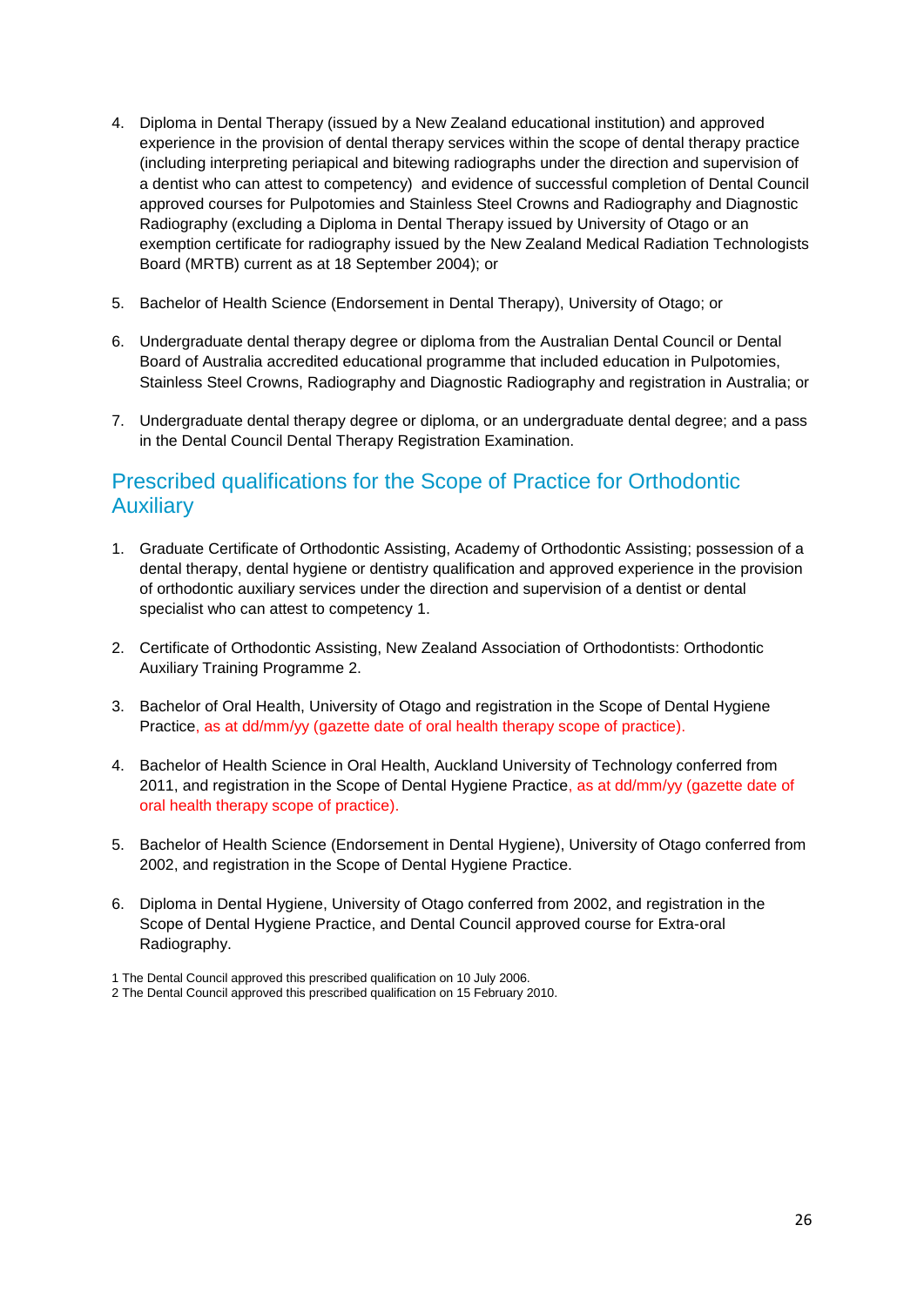4. Diploma in Dental Therapy (issued by a New Zealand educational institution) and approved experience in the provision of dental therapy services within the scope of dental therapy practice (including interpreting periapical and bitewing radiographs under the direction and supervision of a dentist who can attest to competency) and evidence of successful completion of Dental Council approved courses for Pulpotomies and Stainless Steel Crowns and Radiography and Diagnostic Radiography (excluding a Diploma in Dental Therapy issued by University of Otago or an exemption certificate for radiography issued by the New Zealand Medical Radiation Technologists Board (MRTB) current as at 18 September 2004); or

5. Bachelor of Health Science (Endorsement in Dental Therapy), University of Otago; or

6. Undergraduate dental therapy degree or diploma from the Australian Dental Council or Dental Board of Australia accredited educational programme that included education in Pulpotomies, Stainless Steel Crowns, Radiography and Diagnostic Radiography and registration in Australia; or

7. Undergraduate dental therapy degree or diploma, or an undergraduate dental degree; and a pass in the Dental Council Dental Therapy Registration Examination.

## Prescribed qualifications for the Scope of Practice for Orthodontic Auxiliary

1. Graduate Certificate of Orthodontic Assisting, Academy of Orthodontic Assisting; possession of a dental therapy, dental hygiene or dentistry qualification and approved experience in the provision of orthodontic auxiliary services under the direction and supervision of a dentist or dental specialist who can attest to competency [1].

2. Certificate of Orthodontic Assisting, New Zealand Association of Orthodontists: Orthodontic Auxiliary Training Programme [2].

3. Bachelor of Oral Health, University of Otago and registration in the Scope of Dental Hygiene Practice, as at dd/mm/yy (gazette date of oral health therapy scope of practice).

4. Bachelor of Health Science in Oral Health, Auckland University of Technology conferred from 2011, and registration in the Scope of Dental Hygiene Practice, as at dd/mm/yy (gazette date of oral health therapy scope of practice).

5. Bachelor of Health Science (Endorsement in Dental Hygiene), University of Otago conferred from 2002, and registration in the Scope of Dental Hygiene Practice.

6. Diploma in Dental Hygiene, University of Otago conferred from 2002, and registration in the Scope of Dental Hygiene Practice, and Dental Council approved course for Extra-oral Radiography.

[1] The Dental Council approved this prescribed qualification on 10 July 2006.
[2] The Dental Council approved this prescribed qualification on 15 February 2010.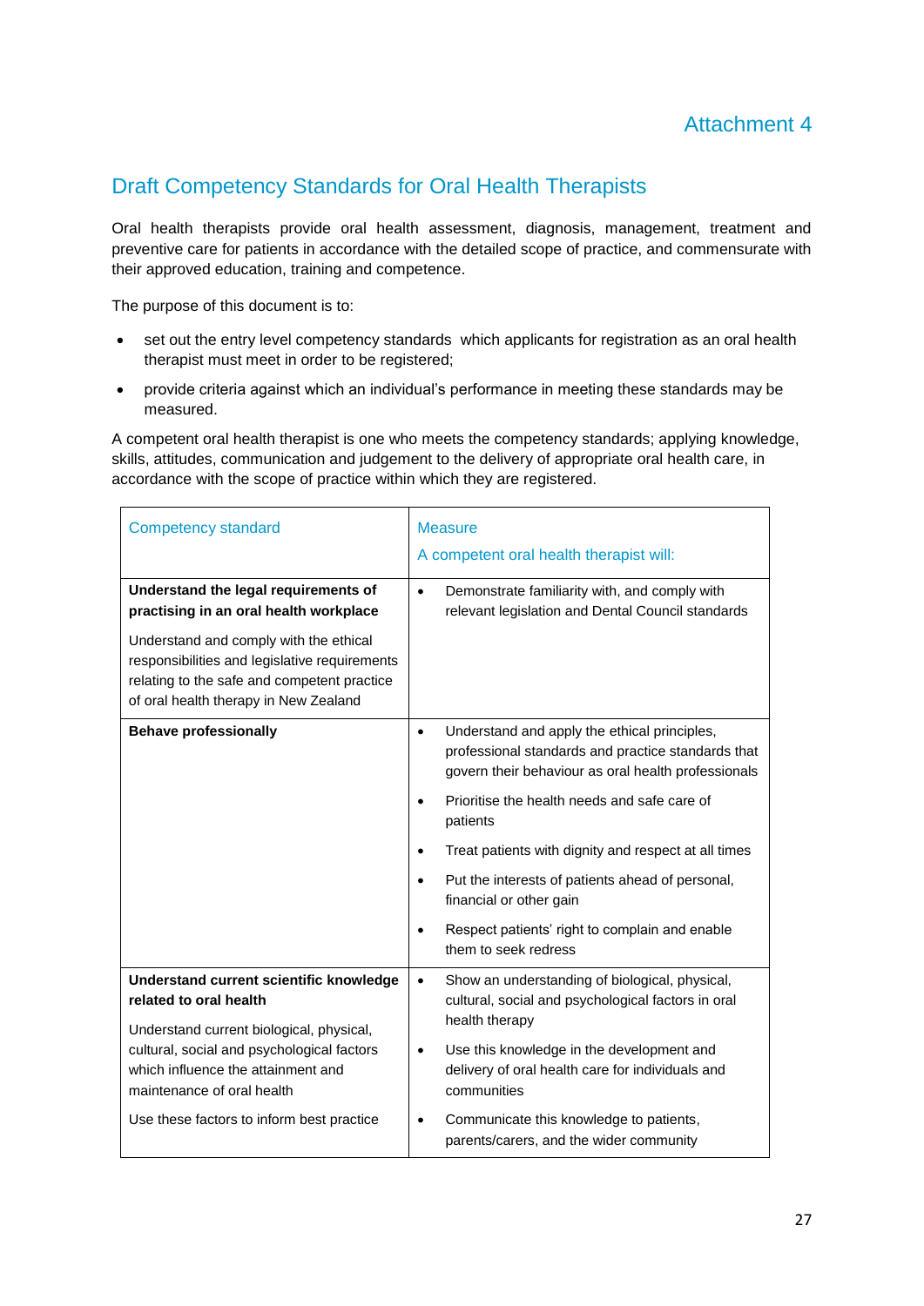Attachment 4

## Draft Competency Standards for Oral Health Therapists

Oral health therapists provide oral health assessment, diagnosis, management, treatment and preventive care for patients in accordance with the detailed scope of practice, and commensurate with their approved education, training and competence.

The purpose of this document is to:

- set out the entry level competency standards which applicants for registration as an oral health therapist must meet in order to be registered;
- provide criteria against which an individual's performance in meeting these standards may be measured.

A competent oral health therapist is one who meets the competency standards; applying knowledge, skills, attitudes, communication and judgement to the delivery of appropriate oral health care, in accordance with the scope of practice within which they are registered.

| Competency standard | Measure<br>A competent oral health therapist will: |
|---|---|
| **Understand the legal requirements of practising in an oral health workplace**<br><br>Understand and comply with the ethical responsibilities and legislative requirements relating to the safe and competent practice of oral health therapy in New Zealand | • Demonstrate familiarity with, and comply with relevant legislation and Dental Council standards |
| **Behave professionally** | • Understand and apply the ethical principles, professional standards and practice standards that govern their behaviour as oral health professionals<br>• Prioritise the health needs and safe care of patients<br>• Treat patients with dignity and respect at all times<br>• Put the interests of patients ahead of personal, financial or other gain<br>• Respect patients' right to complain and enable them to seek redress |
| **Understand current scientific knowledge related to oral health**<br><br>Understand current biological, physical, cultural, social and psychological factors which influence the attainment and maintenance of oral health<br><br>Use these factors to inform best practice | • Show an understanding of biological, physical, cultural, social and psychological factors in oral health therapy<br>• Use this knowledge in the development and delivery of oral health care for individuals and communities<br>• Communicate this knowledge to patients, parents/carers, and the wider community |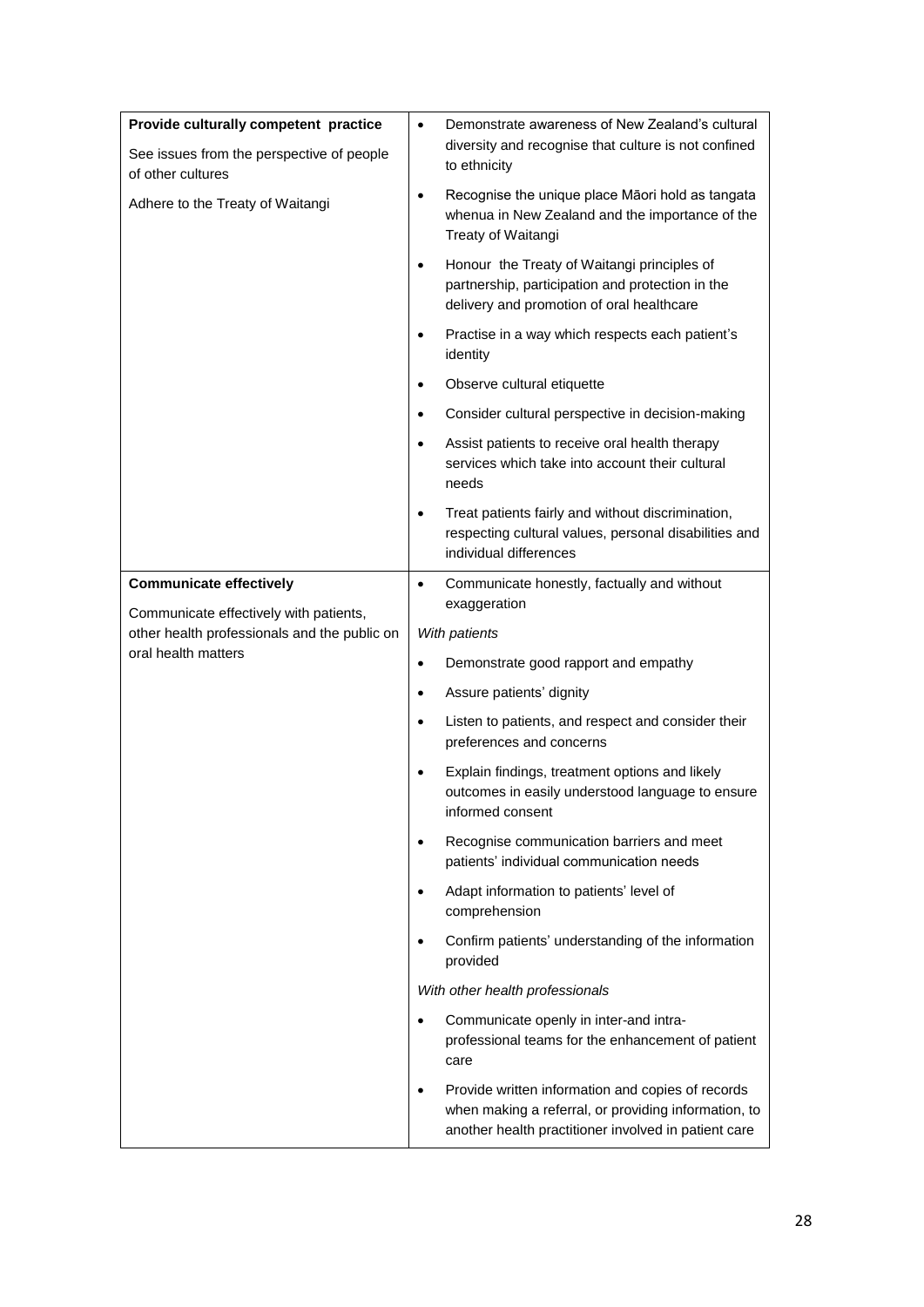| | |
|---|---|
| **Provide culturally competent practice**<br><br>See issues from the perspective of people of other cultures<br><br>Adhere to the Treaty of Waitangi | • Demonstrate awareness of New Zealand's cultural diversity and recognise that culture is not confined to ethnicity<br>• Recognise the unique place Māori hold as tangata whenua in New Zealand and the importance of the Treaty of Waitangi<br>• Honour the Treaty of Waitangi principles of partnership, participation and protection in the delivery and promotion of oral healthcare<br>• Practise in a way which respects each patient's identity<br>• Observe cultural etiquette<br>• Consider cultural perspective in decision-making<br>• Assist patients to receive oral health therapy services which take into account their cultural needs<br>• Treat patients fairly and without discrimination, respecting cultural values, personal disabilities and individual differences |
| **Communicate effectively**<br><br>Communicate effectively with patients, other health professionals and the public on oral health matters | • Communicate honestly, factually and without exaggeration<br><br>*With patients*<br>• Demonstrate good rapport and empathy<br>• Assure patients' dignity<br>• Listen to patients, and respect and consider their preferences and concerns<br>• Explain findings, treatment options and likely outcomes in easily understood language to ensure informed consent<br>• Recognise communication barriers and meet patients' individual communication needs<br>• Adapt information to patients' level of comprehension<br>• Confirm patients' understanding of the information provided<br><br>*With other health professionals*<br>• Communicate openly in inter-and intra-professional teams for the enhancement of patient care<br>• Provide written information and copies of records when making a referral, or providing information, to another health practitioner involved in patient care |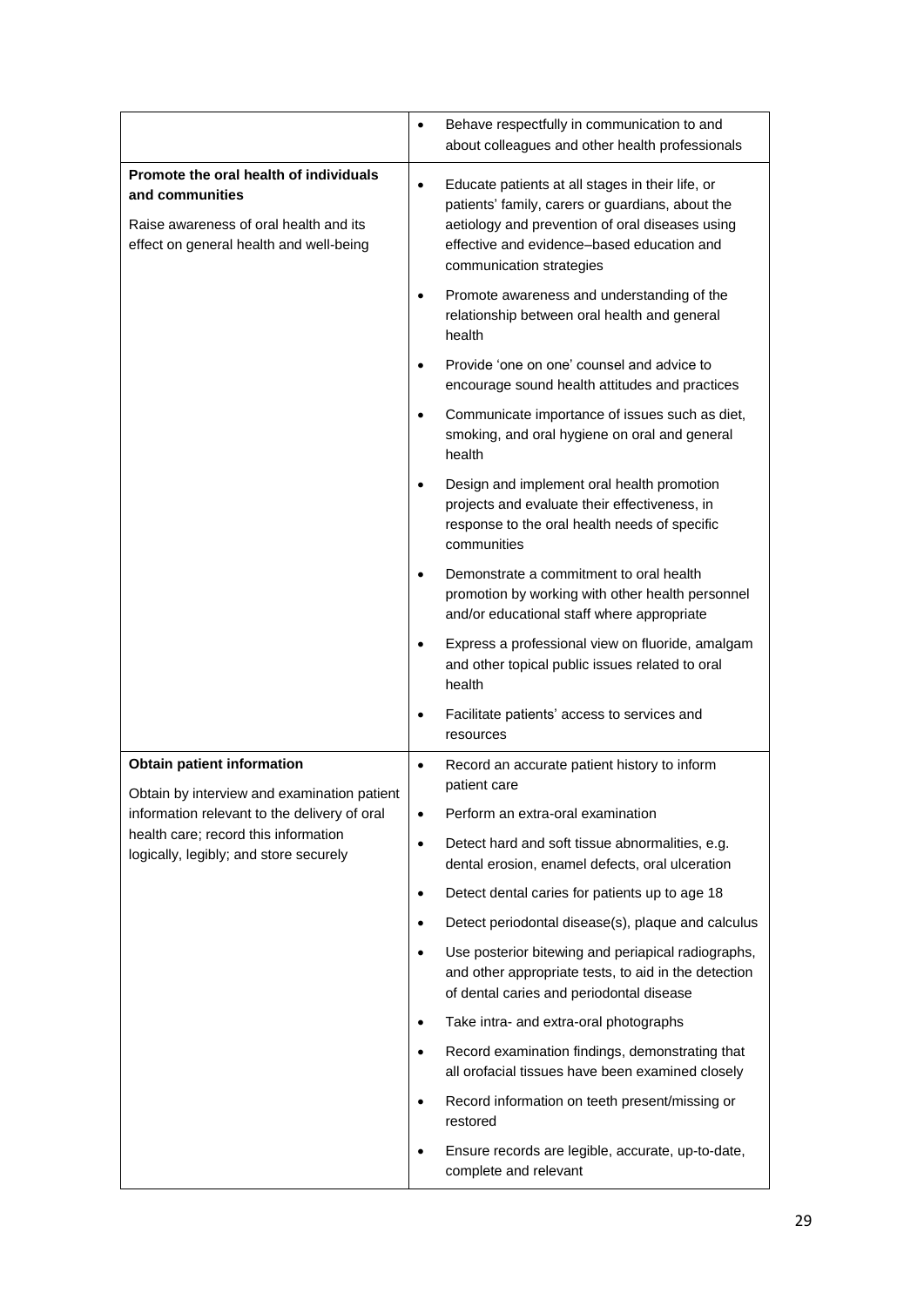| | |
|---|---|
| | • Behave respectfully in communication to and about colleagues and other health professionals |
| **Promote the oral health of individuals and communities**<br><br>Raise awareness of oral health and its effect on general health and well-being | • Educate patients at all stages in their life, or patients' family, carers or guardians, about the aetiology and prevention of oral diseases using effective and evidence–based education and communication strategies<br>• Promote awareness and understanding of the relationship between oral health and general health<br>• Provide 'one on one' counsel and advice to encourage sound health attitudes and practices<br>• Communicate importance of issues such as diet, smoking, and oral hygiene on oral and general health<br>• Design and implement oral health promotion projects and evaluate their effectiveness, in response to the oral health needs of specific communities<br>• Demonstrate a commitment to oral health promotion by working with other health personnel and/or educational staff where appropriate<br>• Express a professional view on fluoride, amalgam and other topical public issues related to oral health<br>• Facilitate patients' access to services and resources |
| **Obtain patient information**<br><br>Obtain by interview and examination patient information relevant to the delivery of oral health care; record this information logically, legibly; and store securely | • Record an accurate patient history to inform patient care<br>• Perform an extra-oral examination<br>• Detect hard and soft tissue abnormalities, e.g. dental erosion, enamel defects, oral ulceration<br>• Detect dental caries for patients up to age 18<br>• Detect periodontal disease(s), plaque and calculus<br>• Use posterior bitewing and periapical radiographs, and other appropriate tests, to aid in the detection of dental caries and periodontal disease<br>• Take intra- and extra-oral photographs<br>• Record examination findings, demonstrating that all orofacial tissues have been examined closely<br>• Record information on teeth present/missing or restored<br>• Ensure records are legible, accurate, up-to-date, complete and relevant |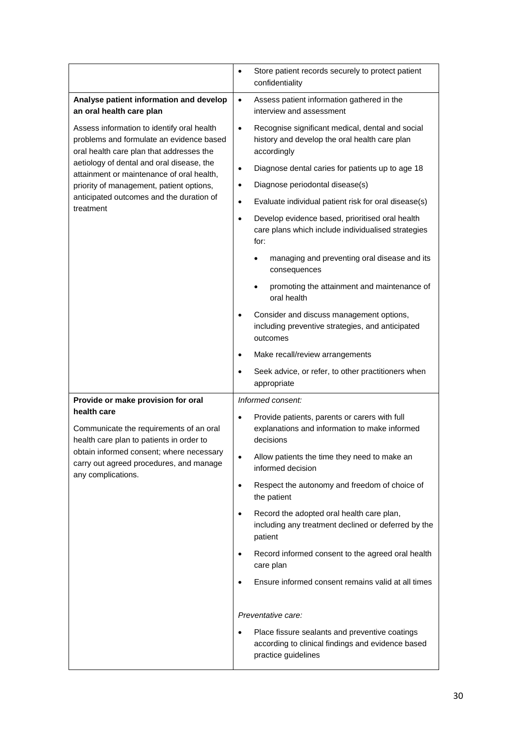| | |
|---|---|
| | • Store patient records securely to protect patient confidentiality |
| **Analyse patient information and develop an oral health care plan**<br><br>Assess information to identify oral health problems and formulate an evidence based oral health care plan that addresses the aetiology of dental and oral disease, the attainment or maintenance of oral health, priority of management, patient options, anticipated outcomes and the duration of treatment | • Assess patient information gathered in the interview and assessment<br>• Recognise significant medical, dental and social history and develop the oral health care plan accordingly<br>• Diagnose dental caries for patients up to age 18<br>• Diagnose periodontal disease(s)<br>• Evaluate individual patient risk for oral disease(s)<br>• Develop evidence based, prioritised oral health care plans which include individualised strategies for:<br>&nbsp;&nbsp;&nbsp;&nbsp;• managing and preventing oral disease and its consequences<br>&nbsp;&nbsp;&nbsp;&nbsp;• promoting the attainment and maintenance of oral health<br>• Consider and discuss management options, including preventive strategies, and anticipated outcomes<br>• Make recall/review arrangements<br>• Seek advice, or refer, to other practitioners when appropriate |
| **Provide or make provision for oral health care**<br><br>Communicate the requirements of an oral health care plan to patients in order to obtain informed consent; where necessary carry out agreed procedures, and manage any complications. | *Informed consent:*<br>• Provide patients, parents or carers with full explanations and information to make informed decisions<br>• Allow patients the time they need to make an informed decision<br>• Respect the autonomy and freedom of choice of the patient<br>• Record the adopted oral health care plan, including any treatment declined or deferred by the patient<br>• Record informed consent to the agreed oral health care plan<br>• Ensure informed consent remains valid at all times<br><br>*Preventative care:*<br>• Place fissure sealants and preventive coatings according to clinical findings and evidence based practice guidelines |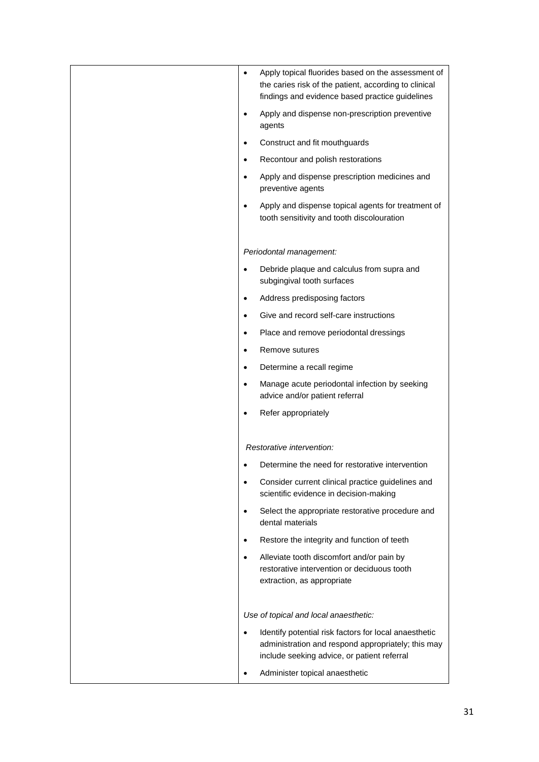| | |
|---|---|
| | • Apply topical fluorides based on the assessment of the caries risk of the patient, according to clinical findings and evidence based practice guidelines<br>• Apply and dispense non-prescription preventive agents<br>• Construct and fit mouthguards<br>• Recontour and polish restorations<br>• Apply and dispense prescription medicines and preventive agents<br>• Apply and dispense topical agents for treatment of tooth sensitivity and tooth discolouration<br><br>*Periodontal management:*<br>• Debride plaque and calculus from supra and subgingival tooth surfaces<br>• Address predisposing factors<br>• Give and record self-care instructions<br>• Place and remove periodontal dressings<br>• Remove sutures<br>• Determine a recall regime<br>• Manage acute periodontal infection by seeking advice and/or patient referral<br>• Refer appropriately<br><br>*Restorative intervention:*<br>• Determine the need for restorative intervention<br>• Consider current clinical practice guidelines and scientific evidence in decision-making<br>• Select the appropriate restorative procedure and dental materials<br>• Restore the integrity and function of teeth<br>• Alleviate tooth discomfort and/or pain by restorative intervention or deciduous tooth extraction, as appropriate<br><br>*Use of topical and local anaesthetic:*<br>• Identify potential risk factors for local anaesthetic administration and respond appropriately; this may include seeking advice, or patient referral<br>• Administer topical anaesthetic |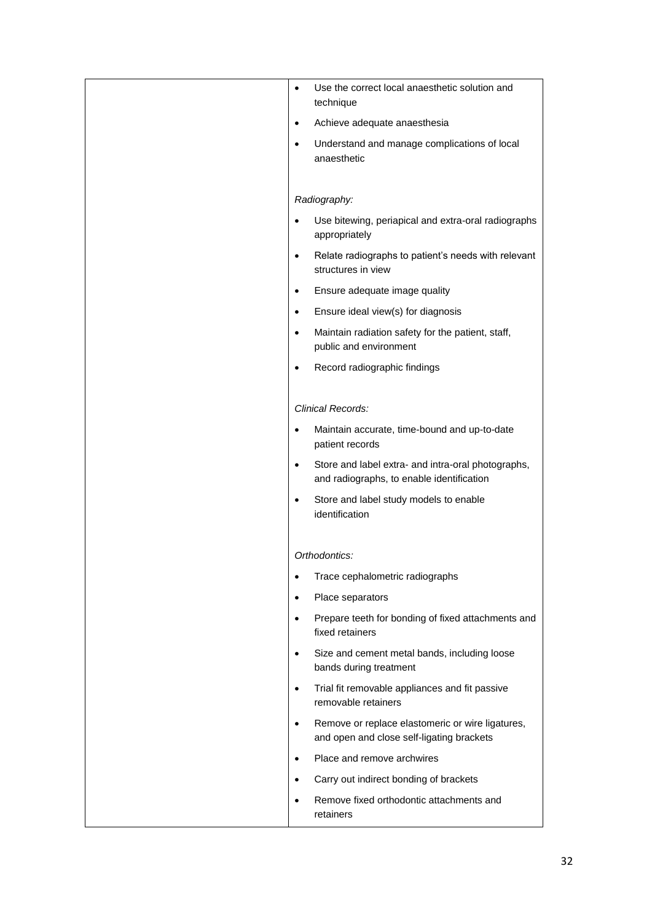| | |
|---|---|
| | • Use the correct local anaesthetic solution and technique<br>• Achieve adequate anaesthesia<br>• Understand and manage complications of local anaesthetic<br><br>*Radiography:*<br>• Use bitewing, periapical and extra-oral radiographs appropriately<br>• Relate radiographs to patient's needs with relevant structures in view<br>• Ensure adequate image quality<br>• Ensure ideal view(s) for diagnosis<br>• Maintain radiation safety for the patient, staff, public and environment<br>• Record radiographic findings<br><br>*Clinical Records:*<br>• Maintain accurate, time-bound and up-to-date patient records<br>• Store and label extra- and intra-oral photographs, and radiographs, to enable identification<br>• Store and label study models to enable identification<br><br>*Orthodontics:*<br>• Trace cephalometric radiographs<br>• Place separators<br>• Prepare teeth for bonding of fixed attachments and fixed retainers<br>• Size and cement metal bands, including loose bands during treatment<br>• Trial fit removable appliances and fit passive removable retainers<br>• Remove or replace elastomeric or wire ligatures, and open and close self-ligating brackets<br>• Place and remove archwires<br>• Carry out indirect bonding of brackets<br>• Remove fixed orthodontic attachments and retainers |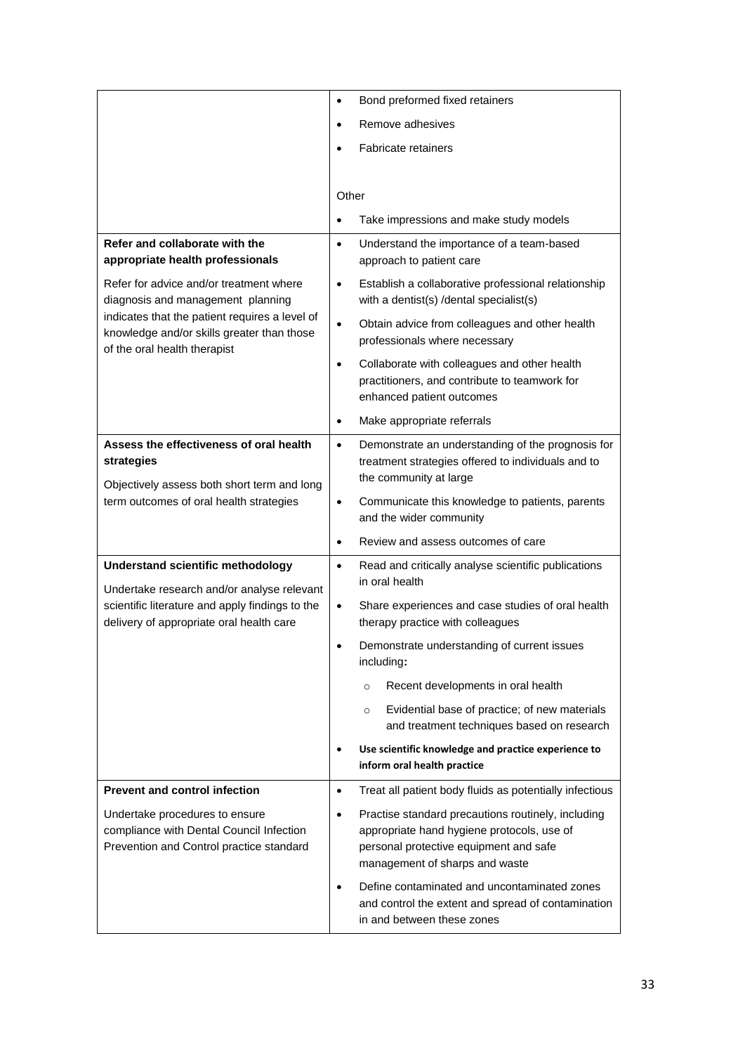| | |
|---|---|
| | • Bond preformed fixed retainers<br>• Remove adhesives<br>• Fabricate retainers<br><br>Other<br>• Take impressions and make study models |
| **Refer and collaborate with the appropriate health professionals**<br><br>Refer for advice and/or treatment where diagnosis and management planning indicates that the patient requires a level of knowledge and/or skills greater than those of the oral health therapist | • Understand the importance of a team-based approach to patient care<br>• Establish a collaborative professional relationship with a dentist(s) /dental specialist(s)<br>• Obtain advice from colleagues and other health professionals where necessary<br>• Collaborate with colleagues and other health practitioners, and contribute to teamwork for enhanced patient outcomes<br>• Make appropriate referrals |
| **Assess the effectiveness of oral health strategies**<br><br>Objectively assess both short term and long term outcomes of oral health strategies | • Demonstrate an understanding of the prognosis for treatment strategies offered to individuals and to the community at large<br>• Communicate this knowledge to patients, parents and the wider community<br>• Review and assess outcomes of care |
| **Understand scientific methodology**<br><br>Undertake research and/or analyse relevant scientific literature and apply findings to the delivery of appropriate oral health care | • Read and critically analyse scientific publications in oral health<br>• Share experiences and case studies of oral health therapy practice with colleagues<br>• Demonstrate understanding of current issues including**:**<br>&nbsp;&nbsp;&nbsp;&nbsp;○ Recent developments in oral health<br>&nbsp;&nbsp;&nbsp;&nbsp;○ Evidential base of practice; of new materials and treatment techniques based on research<br>• **Use scientific knowledge and practice experience to inform oral health practice** |
| **Prevent and control infection**<br><br>Undertake procedures to ensure compliance with Dental Council Infection Prevention and Control practice standard | • Treat all patient body fluids as potentially infectious<br>• Practise standard precautions routinely, including appropriate hand hygiene protocols, use of personal protective equipment and safe management of sharps and waste<br>• Define contaminated and uncontaminated zones and control the extent and spread of contamination in and between these zones |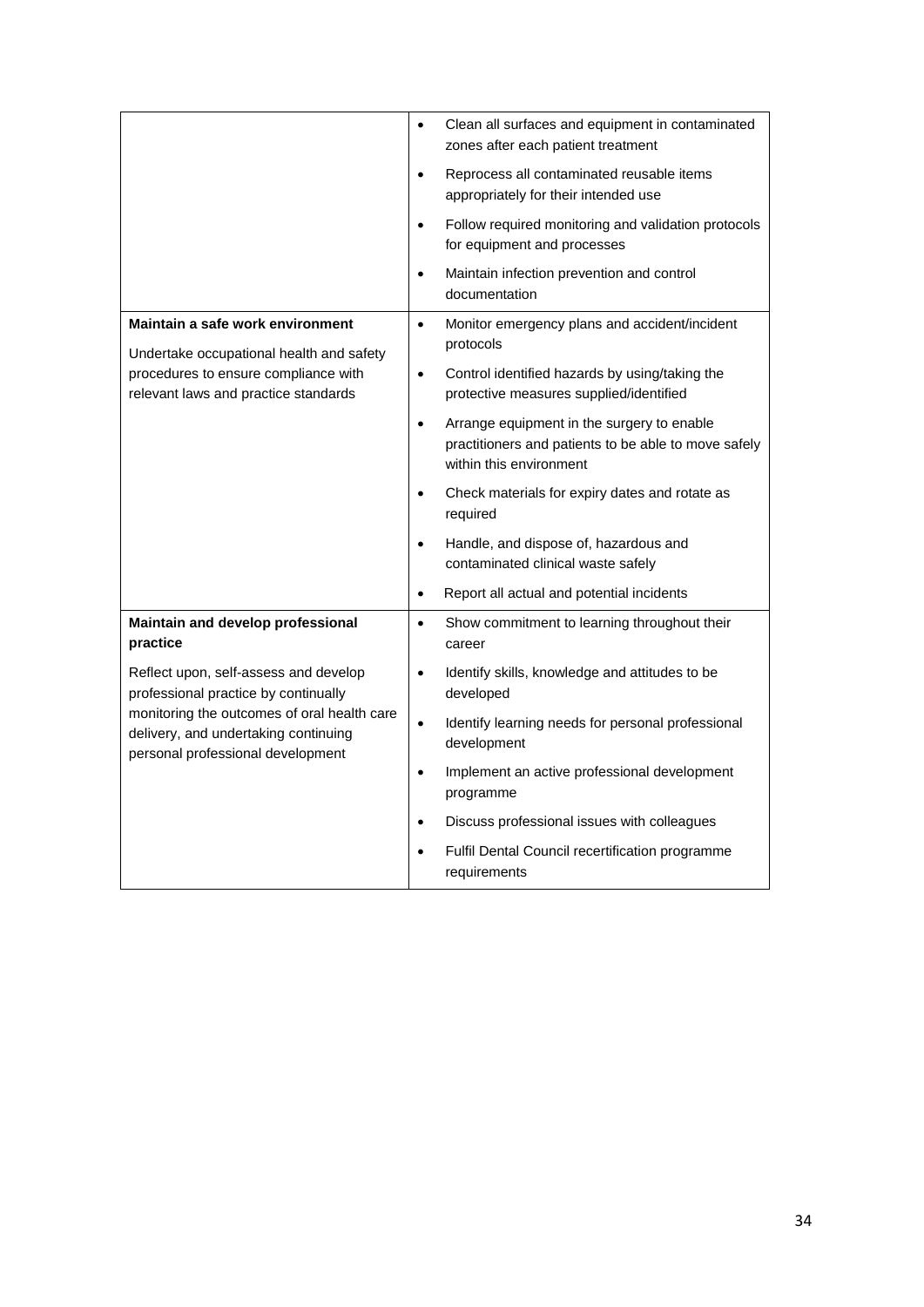| | |
|---|---|
| | • Clean all surfaces and equipment in contaminated zones after each patient treatment<br>• Reprocess all contaminated reusable items appropriately for their intended use<br>• Follow required monitoring and validation protocols for equipment and processes<br>• Maintain infection prevention and control documentation |
| **Maintain a safe work environment**<br><br>Undertake occupational health and safety procedures to ensure compliance with relevant laws and practice standards | • Monitor emergency plans and accident/incident protocols<br>• Control identified hazards by using/taking the protective measures supplied/identified<br>• Arrange equipment in the surgery to enable practitioners and patients to be able to move safely within this environment<br>• Check materials for expiry dates and rotate as required<br>• Handle, and dispose of, hazardous and contaminated clinical waste safely<br>• Report all actual and potential incidents |
| **Maintain and develop professional practice**<br><br>Reflect upon, self-assess and develop professional practice by continually monitoring the outcomes of oral health care delivery, and undertaking continuing personal professional development | • Show commitment to learning throughout their career<br>• Identify skills, knowledge and attitudes to be developed<br>• Identify learning needs for personal professional development<br>• Implement an active professional development programme<br>• Discuss professional issues with colleagues<br>• Fulfil Dental Council recertification programme requirements |